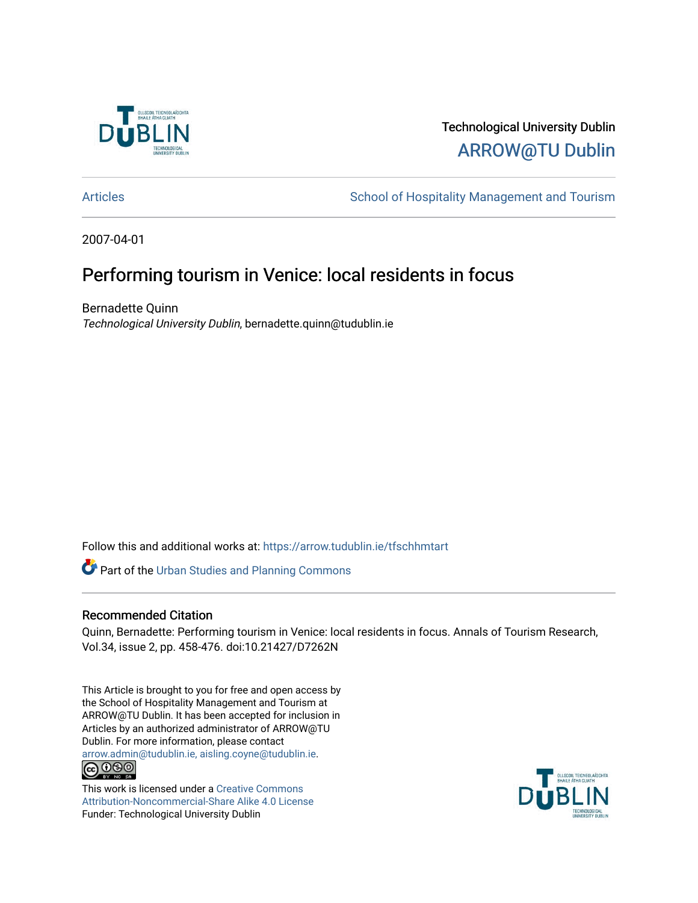Technological University Dublin

ARROW@TU Dublin

Articles | School of Hospitality Management and Tourism

2007-04-01

# Performing tourism in Venice: local residents in focus

Bernadette Quinn

*Technological University Dublin*, bernadette.quinn@tudublin.ie

Follow this and additional works at: https://arrow.tudublin.ie/tfschhmtart

Part of the Urban Studies and Planning Commons

## Recommended Citation

Quinn, Bernadette: Performing tourism in Venice: local residents in focus. Annals of Tourism Research, Vol.34, issue 2, pp. 458-476. doi:10.21427/D7262N

This Article is brought to you for free and open access by the School of Hospitality Management and Tourism at ARROW@TU Dublin. It has been accepted for inclusion in Articles by an authorized administrator of ARROW@TU Dublin. For more information, please contact arrow.admin@tudublin.ie, aisling.coyne@tudublin.ie.

This work is licensed under a Creative Commons Attribution-Noncommercial-Share Alike 4.0 License

Funder: Technological University Dublin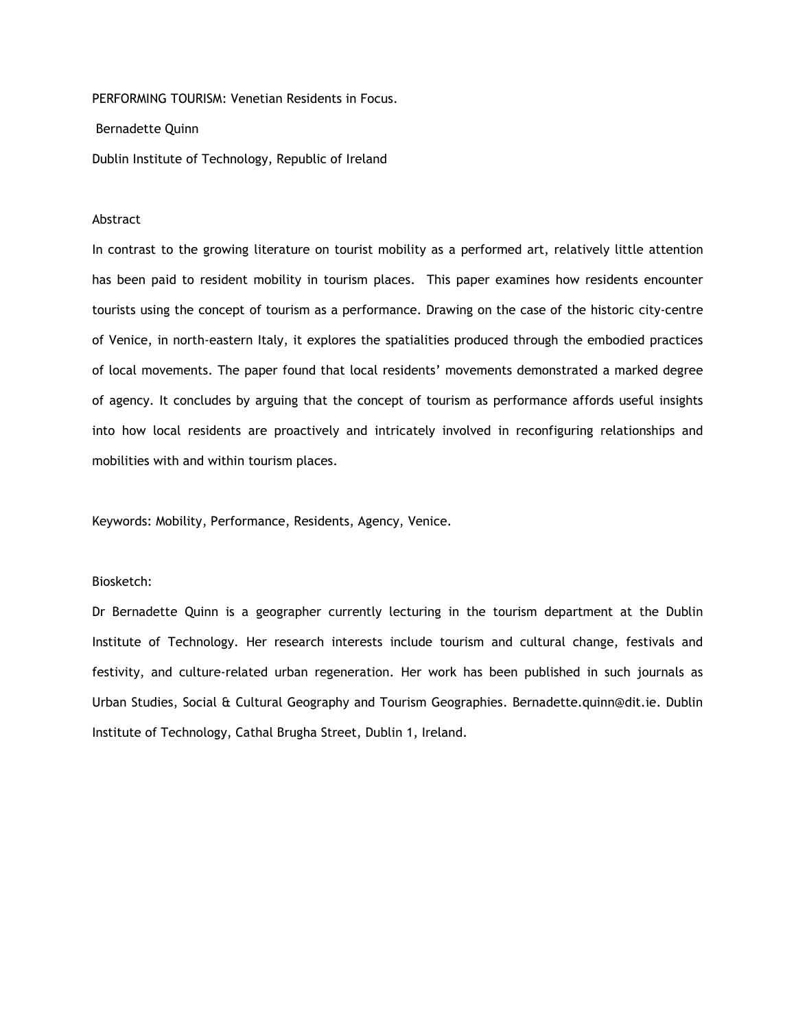# PERFORMING TOURISM: Venetian Residents in Focus.

Bernadette Quinn

Dublin Institute of Technology, Republic of Ireland

## Abstract

In contrast to the growing literature on tourist mobility as a performed art, relatively little attention has been paid to resident mobility in tourism places. This paper examines how residents encounter tourists using the concept of tourism as a performance. Drawing on the case of the historic city-centre of Venice, in north-eastern Italy, it explores the spatialities produced through the embodied practices of local movements. The paper found that local residents' movements demonstrated a marked degree of agency. It concludes by arguing that the concept of tourism as performance affords useful insights into how local residents are proactively and intricately involved in reconfiguring relationships and mobilities with and within tourism places.

Keywords: Mobility, Performance, Residents, Agency, Venice.

## Biosketch:

Dr Bernadette Quinn is a geographer currently lecturing in the tourism department at the Dublin Institute of Technology. Her research interests include tourism and cultural change, festivals and festivity, and culture-related urban regeneration. Her work has been published in such journals as Urban Studies, Social & Cultural Geography and Tourism Geographies. Bernadette.quinn@dit.ie. Dublin Institute of Technology, Cathal Brugha Street, Dublin 1, Ireland.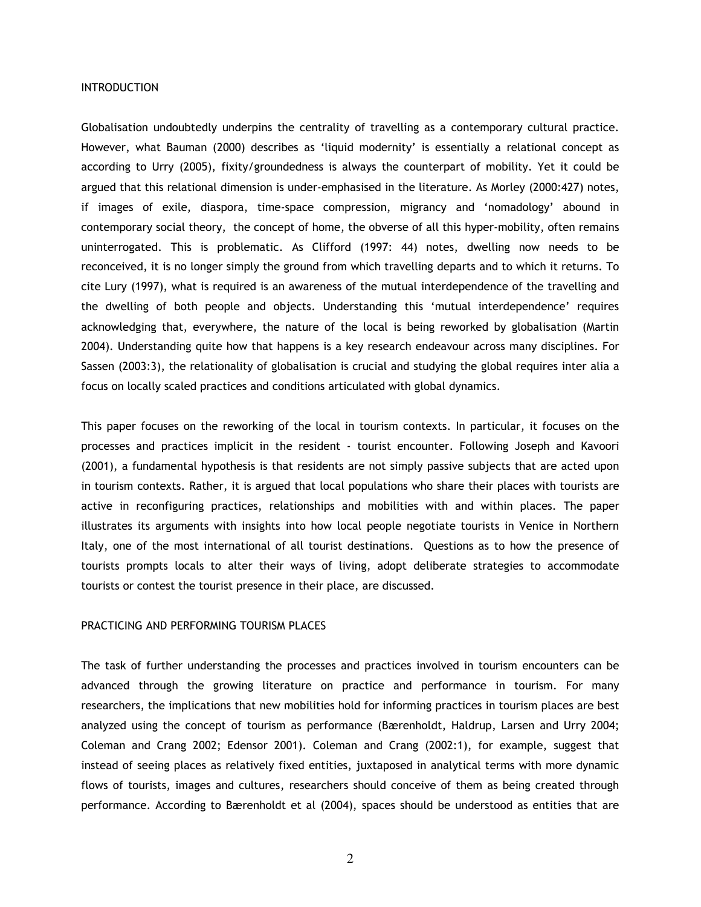## INTRODUCTION

Globalisation undoubtedly underpins the centrality of travelling as a contemporary cultural practice. However, what Bauman (2000) describes as 'liquid modernity' is essentially a relational concept as according to Urry (2005), fixity/groundedness is always the counterpart of mobility. Yet it could be argued that this relational dimension is under-emphasised in the literature. As Morley (2000:427) notes, if images of exile, diaspora, time-space compression, migrancy and 'nomadology' abound in contemporary social theory, the concept of home, the obverse of all this hyper-mobility, often remains uninterrogated. This is problematic. As Clifford (1997: 44) notes, dwelling now needs to be reconceived, it is no longer simply the ground from which travelling departs and to which it returns. To cite Lury (1997), what is required is an awareness of the mutual interdependence of the travelling and the dwelling of both people and objects. Understanding this 'mutual interdependence' requires acknowledging that, everywhere, the nature of the local is being reworked by globalisation (Martin 2004). Understanding quite how that happens is a key research endeavour across many disciplines. For Sassen (2003:3), the relationality of globalisation is crucial and studying the global requires inter alia a focus on locally scaled practices and conditions articulated with global dynamics.

This paper focuses on the reworking of the local in tourism contexts. In particular, it focuses on the processes and practices implicit in the resident - tourist encounter. Following Joseph and Kavoori (2001), a fundamental hypothesis is that residents are not simply passive subjects that are acted upon in tourism contexts. Rather, it is argued that local populations who share their places with tourists are active in reconfiguring practices, relationships and mobilities with and within places. The paper illustrates its arguments with insights into how local people negotiate tourists in Venice in Northern Italy, one of the most international of all tourist destinations. Questions as to how the presence of tourists prompts locals to alter their ways of living, adopt deliberate strategies to accommodate tourists or contest the tourist presence in their place, are discussed.

## PRACTICING AND PERFORMING TOURISM PLACES

The task of further understanding the processes and practices involved in tourism encounters can be advanced through the growing literature on practice and performance in tourism. For many researchers, the implications that new mobilities hold for informing practices in tourism places are best analyzed using the concept of tourism as performance (Bærenholdt, Haldrup, Larsen and Urry 2004; Coleman and Crang 2002; Edensor 2001). Coleman and Crang (2002:1), for example, suggest that instead of seeing places as relatively fixed entities, juxtaposed in analytical terms with more dynamic flows of tourists, images and cultures, researchers should conceive of them as being created through performance. According to Bærenholdt et al (2004), spaces should be understood as entities that are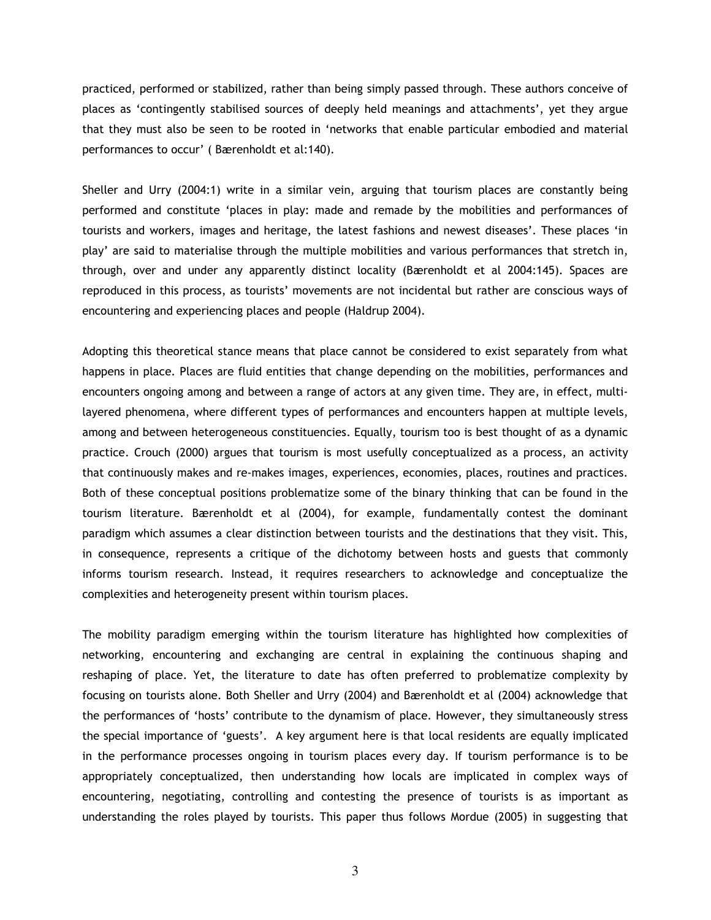practiced, performed or stabilized, rather than being simply passed through. These authors conceive of places as 'contingently stabilised sources of deeply held meanings and attachments', yet they argue that they must also be seen to be rooted in 'networks that enable particular embodied and material performances to occur' ( Bærenholdt et al:140).

Sheller and Urry (2004:1) write in a similar vein, arguing that tourism places are constantly being performed and constitute 'places in play: made and remade by the mobilities and performances of tourists and workers, images and heritage, the latest fashions and newest diseases'. These places 'in play' are said to materialise through the multiple mobilities and various performances that stretch in, through, over and under any apparently distinct locality (Bærenholdt et al 2004:145). Spaces are reproduced in this process, as tourists' movements are not incidental but rather are conscious ways of encountering and experiencing places and people (Haldrup 2004).

Adopting this theoretical stance means that place cannot be considered to exist separately from what happens in place. Places are fluid entities that change depending on the mobilities, performances and encounters ongoing among and between a range of actors at any given time. They are, in effect, multi-layered phenomena, where different types of performances and encounters happen at multiple levels, among and between heterogeneous constituencies. Equally, tourism too is best thought of as a dynamic practice. Crouch (2000) argues that tourism is most usefully conceptualized as a process, an activity that continuously makes and re-makes images, experiences, economies, places, routines and practices. Both of these conceptual positions problematize some of the binary thinking that can be found in the tourism literature. Bærenholdt et al (2004), for example, fundamentally contest the dominant paradigm which assumes a clear distinction between tourists and the destinations that they visit. This, in consequence, represents a critique of the dichotomy between hosts and guests that commonly informs tourism research. Instead, it requires researchers to acknowledge and conceptualize the complexities and heterogeneity present within tourism places.

The mobility paradigm emerging within the tourism literature has highlighted how complexities of networking, encountering and exchanging are central in explaining the continuous shaping and reshaping of place. Yet, the literature to date has often preferred to problematize complexity by focusing on tourists alone. Both Sheller and Urry (2004) and Bærenholdt et al (2004) acknowledge that the performances of 'hosts' contribute to the dynamism of place. However, they simultaneously stress the special importance of 'guests'. A key argument here is that local residents are equally implicated in the performance processes ongoing in tourism places every day. If tourism performance is to be appropriately conceptualized, then understanding how locals are implicated in complex ways of encountering, negotiating, controlling and contesting the presence of tourists is as important as understanding the roles played by tourists. This paper thus follows Mordue (2005) in suggesting that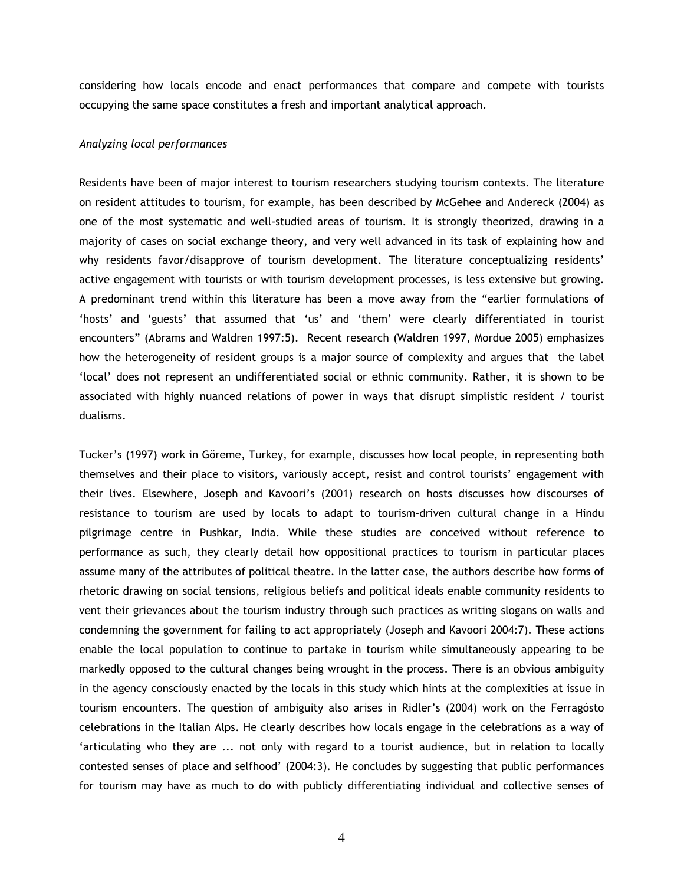considering how locals encode and enact performances that compare and compete with tourists occupying the same space constitutes a fresh and important analytical approach.

*Analyzing local performances*

Residents have been of major interest to tourism researchers studying tourism contexts. The literature on resident attitudes to tourism, for example, has been described by McGehee and Andereck (2004) as one of the most systematic and well-studied areas of tourism. It is strongly theorized, drawing in a majority of cases on social exchange theory, and very well advanced in its task of explaining how and why residents favor/disapprove of tourism development. The literature conceptualizing residents' active engagement with tourists or with tourism development processes, is less extensive but growing. A predominant trend within this literature has been a move away from the "earlier formulations of 'hosts' and 'guests' that assumed that 'us' and 'them' were clearly differentiated in tourist encounters" (Abrams and Waldren 1997:5). Recent research (Waldren 1997, Mordue 2005) emphasizes how the heterogeneity of resident groups is a major source of complexity and argues that the label 'local' does not represent an undifferentiated social or ethnic community. Rather, it is shown to be associated with highly nuanced relations of power in ways that disrupt simplistic resident / tourist dualisms.

Tucker's (1997) work in Göreme, Turkey, for example, discusses how local people, in representing both themselves and their place to visitors, variously accept, resist and control tourists' engagement with their lives. Elsewhere, Joseph and Kavoori's (2001) research on hosts discusses how discourses of resistance to tourism are used by locals to adapt to tourism-driven cultural change in a Hindu pilgrimage centre in Pushkar, India. While these studies are conceived without reference to performance as such, they clearly detail how oppositional practices to tourism in particular places assume many of the attributes of political theatre. In the latter case, the authors describe how forms of rhetoric drawing on social tensions, religious beliefs and political ideals enable community residents to vent their grievances about the tourism industry through such practices as writing slogans on walls and condemning the government for failing to act appropriately (Joseph and Kavoori 2004:7). These actions enable the local population to continue to partake in tourism while simultaneously appearing to be markedly opposed to the cultural changes being wrought in the process. There is an obvious ambiguity in the agency consciously enacted by the locals in this study which hints at the complexities at issue in tourism encounters. The question of ambiguity also arises in Ridler's (2004) work on the Ferragósto celebrations in the Italian Alps. He clearly describes how locals engage in the celebrations as a way of 'articulating who they are ... not only with regard to a tourist audience, but in relation to locally contested senses of place and selfhood' (2004:3). He concludes by suggesting that public performances for tourism may have as much to do with publicly differentiating individual and collective senses of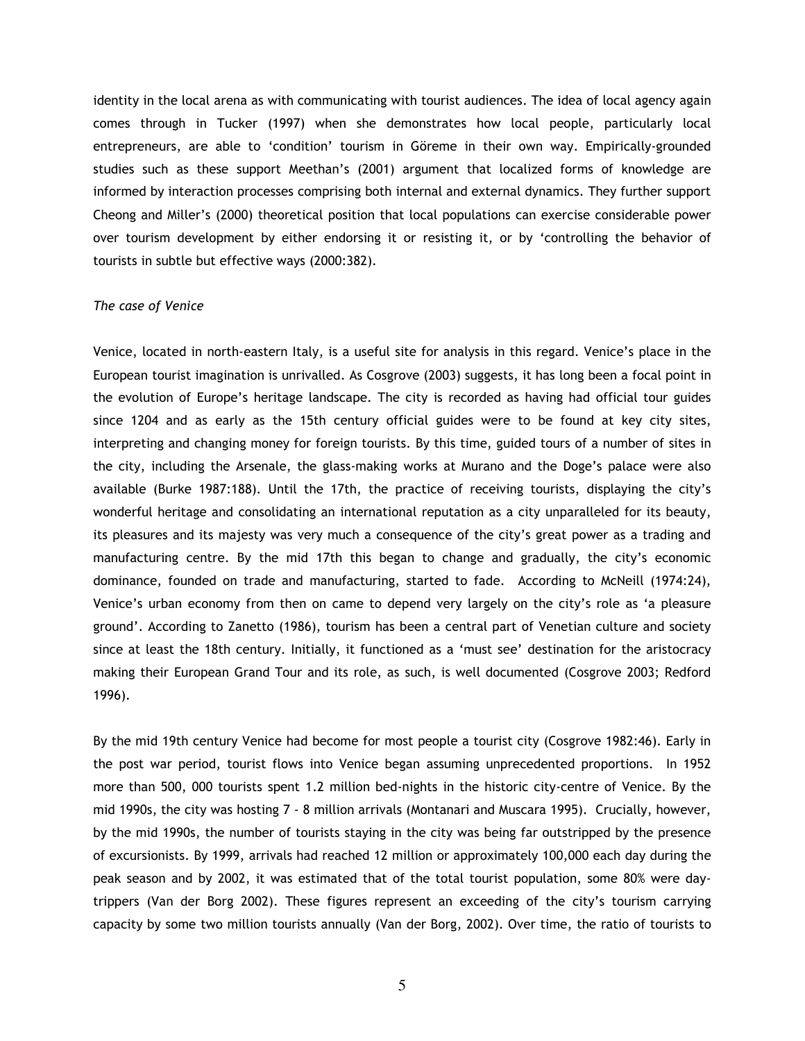identity in the local arena as with communicating with tourist audiences. The idea of local agency again comes through in Tucker (1997) when she demonstrates how local people, particularly local entrepreneurs, are able to 'condition' tourism in Göreme in their own way. Empirically-grounded studies such as these support Meethan's (2001) argument that localized forms of knowledge are informed by interaction processes comprising both internal and external dynamics. They further support Cheong and Miller's (2000) theoretical position that local populations can exercise considerable power over tourism development by either endorsing it or resisting it, or by 'controlling the behavior of tourists in subtle but effective ways (2000:382).

*The case of Venice*

Venice, located in north-eastern Italy, is a useful site for analysis in this regard. Venice's place in the European tourist imagination is unrivalled. As Cosgrove (2003) suggests, it has long been a focal point in the evolution of Europe's heritage landscape. The city is recorded as having had official tour guides since 1204 and as early as the 15th century official guides were to be found at key city sites, interpreting and changing money for foreign tourists. By this time, guided tours of a number of sites in the city, including the Arsenale, the glass-making works at Murano and the Doge's palace were also available (Burke 1987:188). Until the 17th, the practice of receiving tourists, displaying the city's wonderful heritage and consolidating an international reputation as a city unparalleled for its beauty, its pleasures and its majesty was very much a consequence of the city's great power as a trading and manufacturing centre. By the mid 17th this began to change and gradually, the city's economic dominance, founded on trade and manufacturing, started to fade. According to McNeill (1974:24), Venice's urban economy from then on came to depend very largely on the city's role as 'a pleasure ground'. According to Zanetto (1986), tourism has been a central part of Venetian culture and society since at least the 18th century. Initially, it functioned as a 'must see' destination for the aristocracy making their European Grand Tour and its role, as such, is well documented (Cosgrove 2003; Redford 1996).

By the mid 19th century Venice had become for most people a tourist city (Cosgrove 1982:46). Early in the post war period, tourist flows into Venice began assuming unprecedented proportions. In 1952 more than 500, 000 tourists spent 1.2 million bed-nights in the historic city-centre of Venice. By the mid 1990s, the city was hosting 7 - 8 million arrivals (Montanari and Muscara 1995). Crucially, however, by the mid 1990s, the number of tourists staying in the city was being far outstripped by the presence of excursionists. By 1999, arrivals had reached 12 million or approximately 100,000 each day during the peak season and by 2002, it was estimated that of the total tourist population, some 80% were day-trippers (Van der Borg 2002). These figures represent an exceeding of the city's tourism carrying capacity by some two million tourists annually (Van der Borg, 2002). Over time, the ratio of tourists to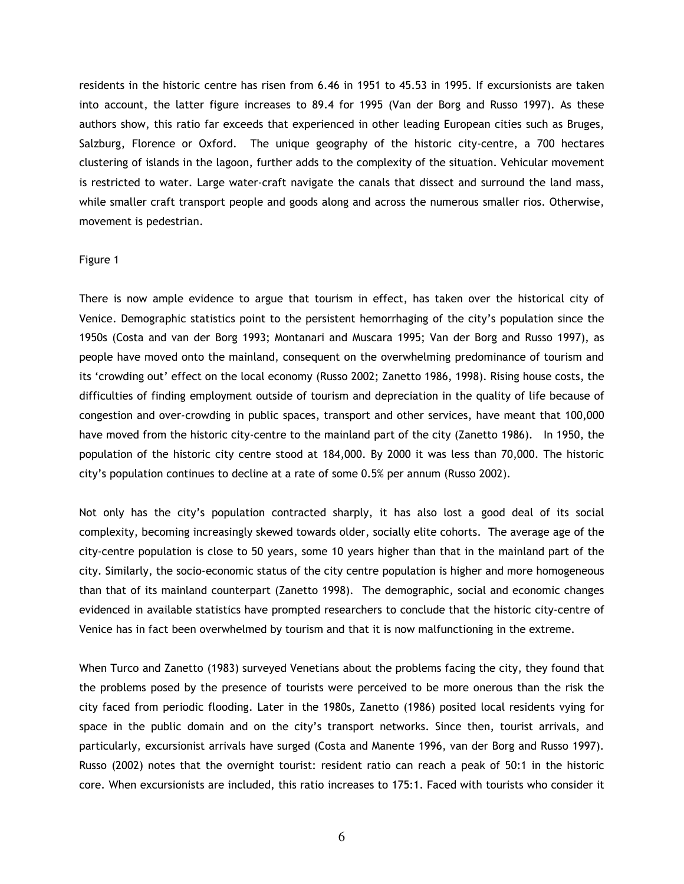residents in the historic centre has risen from 6.46 in 1951 to 45.53 in 1995. If excursionists are taken into account, the latter figure increases to 89.4 for 1995 (Van der Borg and Russo 1997). As these authors show, this ratio far exceeds that experienced in other leading European cities such as Bruges, Salzburg, Florence or Oxford. The unique geography of the historic city-centre, a 700 hectares clustering of islands in the lagoon, further adds to the complexity of the situation. Vehicular movement is restricted to water. Large water-craft navigate the canals that dissect and surround the land mass, while smaller craft transport people and goods along and across the numerous smaller rios. Otherwise, movement is pedestrian.

Figure 1

There is now ample evidence to argue that tourism in effect, has taken over the historical city of Venice. Demographic statistics point to the persistent hemorrhaging of the city's population since the 1950s (Costa and van der Borg 1993; Montanari and Muscara 1995; Van der Borg and Russo 1997), as people have moved onto the mainland, consequent on the overwhelming predominance of tourism and its 'crowding out' effect on the local economy (Russo 2002; Zanetto 1986, 1998). Rising house costs, the difficulties of finding employment outside of tourism and depreciation in the quality of life because of congestion and over-crowding in public spaces, transport and other services, have meant that 100,000 have moved from the historic city-centre to the mainland part of the city (Zanetto 1986). In 1950, the population of the historic city centre stood at 184,000. By 2000 it was less than 70,000. The historic city's population continues to decline at a rate of some 0.5% per annum (Russo 2002).

Not only has the city's population contracted sharply, it has also lost a good deal of its social complexity, becoming increasingly skewed towards older, socially elite cohorts. The average age of the city-centre population is close to 50 years, some 10 years higher than that in the mainland part of the city. Similarly, the socio-economic status of the city centre population is higher and more homogeneous than that of its mainland counterpart (Zanetto 1998). The demographic, social and economic changes evidenced in available statistics have prompted researchers to conclude that the historic city-centre of Venice has in fact been overwhelmed by tourism and that it is now malfunctioning in the extreme.

When Turco and Zanetto (1983) surveyed Venetians about the problems facing the city, they found that the problems posed by the presence of tourists were perceived to be more onerous than the risk the city faced from periodic flooding. Later in the 1980s, Zanetto (1986) posited local residents vying for space in the public domain and on the city's transport networks. Since then, tourist arrivals, and particularly, excursionist arrivals have surged (Costa and Manente 1996, van der Borg and Russo 1997). Russo (2002) notes that the overnight tourist: resident ratio can reach a peak of 50:1 in the historic core. When excursionists are included, this ratio increases to 175:1. Faced with tourists who consider it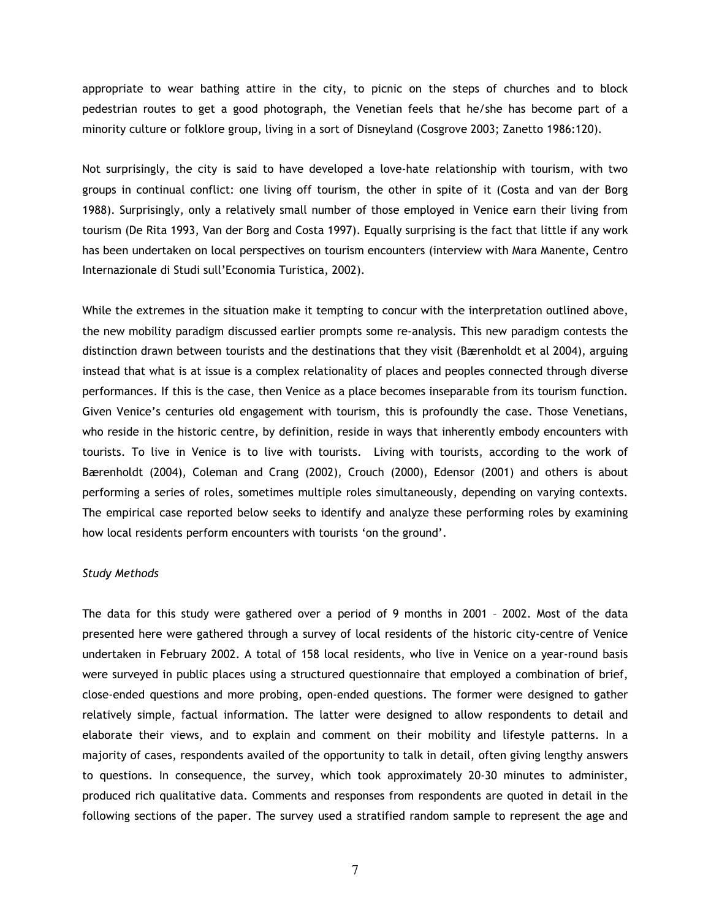appropriate to wear bathing attire in the city, to picnic on the steps of churches and to block pedestrian routes to get a good photograph, the Venetian feels that he/she has become part of a minority culture or folklore group, living in a sort of Disneyland (Cosgrove 2003; Zanetto 1986:120).

Not surprisingly, the city is said to have developed a love-hate relationship with tourism, with two groups in continual conflict: one living off tourism, the other in spite of it (Costa and van der Borg 1988). Surprisingly, only a relatively small number of those employed in Venice earn their living from tourism (De Rita 1993, Van der Borg and Costa 1997). Equally surprising is the fact that little if any work has been undertaken on local perspectives on tourism encounters (interview with Mara Manente, Centro Internazionale di Studi sull'Economia Turistica, 2002).

While the extremes in the situation make it tempting to concur with the interpretation outlined above, the new mobility paradigm discussed earlier prompts some re-analysis. This new paradigm contests the distinction drawn between tourists and the destinations that they visit (Bærenholdt et al 2004), arguing instead that what is at issue is a complex relationality of places and peoples connected through diverse performances. If this is the case, then Venice as a place becomes inseparable from its tourism function. Given Venice's centuries old engagement with tourism, this is profoundly the case. Those Venetians, who reside in the historic centre, by definition, reside in ways that inherently embody encounters with tourists. To live in Venice is to live with tourists. Living with tourists, according to the work of Bærenholdt (2004), Coleman and Crang (2002), Crouch (2000), Edensor (2001) and others is about performing a series of roles, sometimes multiple roles simultaneously, depending on varying contexts. The empirical case reported below seeks to identify and analyze these performing roles by examining how local residents perform encounters with tourists 'on the ground'.

*Study Methods*

The data for this study were gathered over a period of 9 months in 2001 – 2002. Most of the data presented here were gathered through a survey of local residents of the historic city-centre of Venice undertaken in February 2002. A total of 158 local residents, who live in Venice on a year-round basis were surveyed in public places using a structured questionnaire that employed a combination of brief, close-ended questions and more probing, open-ended questions. The former were designed to gather relatively simple, factual information. The latter were designed to allow respondents to detail and elaborate their views, and to explain and comment on their mobility and lifestyle patterns. In a majority of cases, respondents availed of the opportunity to talk in detail, often giving lengthy answers to questions. In consequence, the survey, which took approximately 20-30 minutes to administer, produced rich qualitative data. Comments and responses from respondents are quoted in detail in the following sections of the paper. The survey used a stratified random sample to represent the age and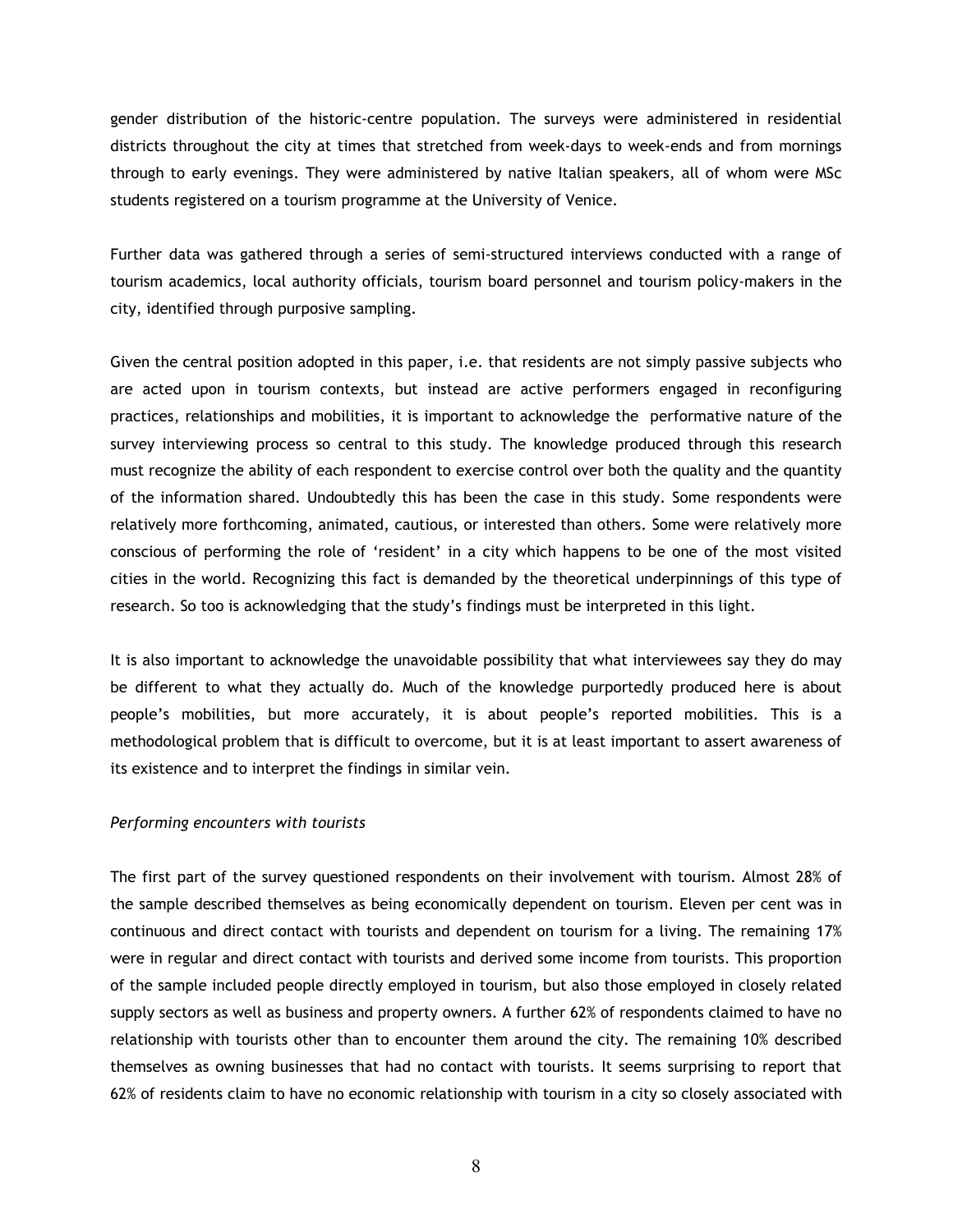gender distribution of the historic-centre population. The surveys were administered in residential districts throughout the city at times that stretched from week-days to week-ends and from mornings through to early evenings. They were administered by native Italian speakers, all of whom were MSc students registered on a tourism programme at the University of Venice.

Further data was gathered through a series of semi-structured interviews conducted with a range of tourism academics, local authority officials, tourism board personnel and tourism policy-makers in the city, identified through purposive sampling.

Given the central position adopted in this paper, i.e. that residents are not simply passive subjects who are acted upon in tourism contexts, but instead are active performers engaged in reconfiguring practices, relationships and mobilities, it is important to acknowledge the performative nature of the survey interviewing process so central to this study. The knowledge produced through this research must recognize the ability of each respondent to exercise control over both the quality and the quantity of the information shared. Undoubtedly this has been the case in this study. Some respondents were relatively more forthcoming, animated, cautious, or interested than others. Some were relatively more conscious of performing the role of 'resident' in a city which happens to be one of the most visited cities in the world. Recognizing this fact is demanded by the theoretical underpinnings of this type of research. So too is acknowledging that the study's findings must be interpreted in this light.

It is also important to acknowledge the unavoidable possibility that what interviewees say they do may be different to what they actually do. Much of the knowledge purportedly produced here is about people's mobilities, but more accurately, it is about people's reported mobilities. This is a methodological problem that is difficult to overcome, but it is at least important to assert awareness of its existence and to interpret the findings in similar vein.

*Performing encounters with tourists*

The first part of the survey questioned respondents on their involvement with tourism. Almost 28% of the sample described themselves as being economically dependent on tourism. Eleven per cent was in continuous and direct contact with tourists and dependent on tourism for a living. The remaining 17% were in regular and direct contact with tourists and derived some income from tourists. This proportion of the sample included people directly employed in tourism, but also those employed in closely related supply sectors as well as business and property owners. A further 62% of respondents claimed to have no relationship with tourists other than to encounter them around the city. The remaining 10% described themselves as owning businesses that had no contact with tourists. It seems surprising to report that 62% of residents claim to have no economic relationship with tourism in a city so closely associated with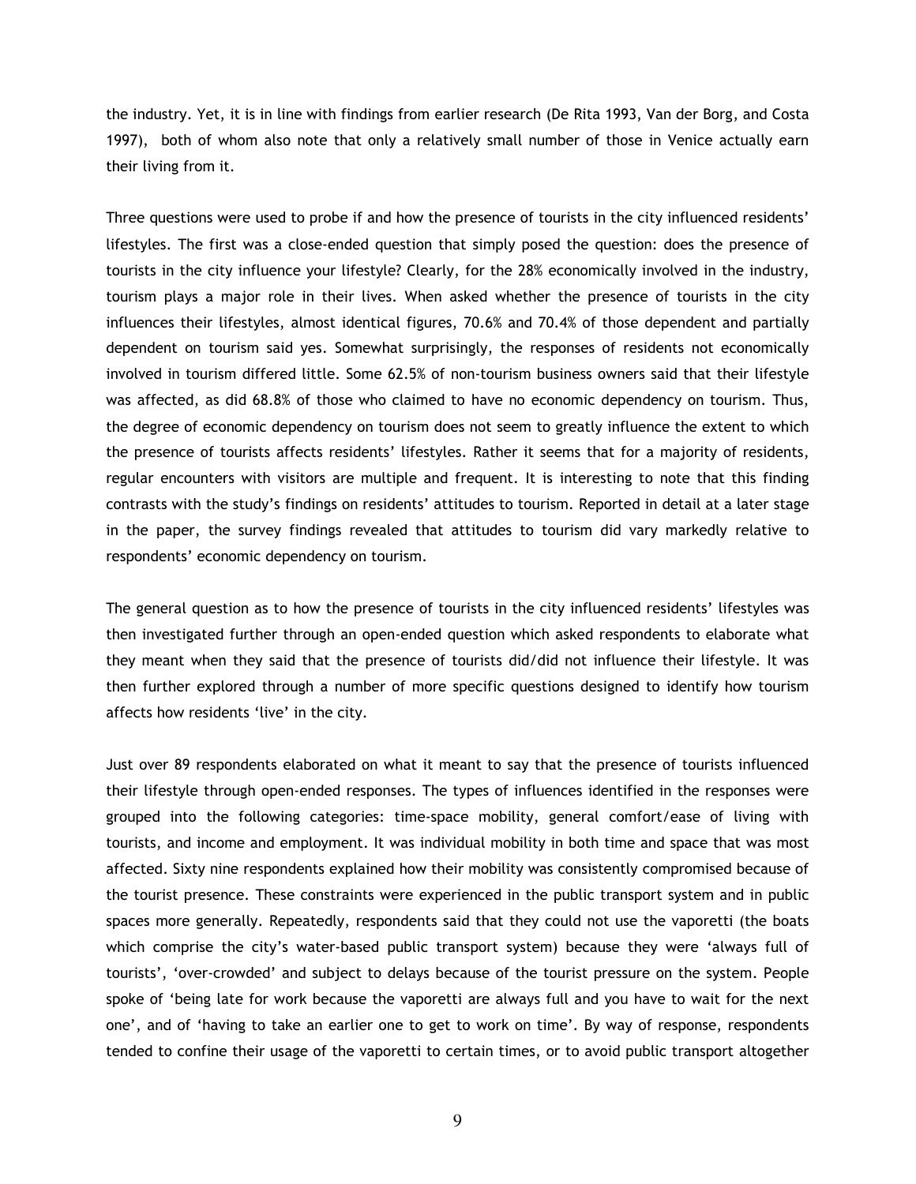the industry. Yet, it is in line with findings from earlier research (De Rita 1993, Van der Borg, and Costa 1997), both of whom also note that only a relatively small number of those in Venice actually earn their living from it.

Three questions were used to probe if and how the presence of tourists in the city influenced residents' lifestyles. The first was a close-ended question that simply posed the question: does the presence of tourists in the city influence your lifestyle? Clearly, for the 28% economically involved in the industry, tourism plays a major role in their lives. When asked whether the presence of tourists in the city influences their lifestyles, almost identical figures, 70.6% and 70.4% of those dependent and partially dependent on tourism said yes. Somewhat surprisingly, the responses of residents not economically involved in tourism differed little. Some 62.5% of non-tourism business owners said that their lifestyle was affected, as did 68.8% of those who claimed to have no economic dependency on tourism. Thus, the degree of economic dependency on tourism does not seem to greatly influence the extent to which the presence of tourists affects residents' lifestyles. Rather it seems that for a majority of residents, regular encounters with visitors are multiple and frequent. It is interesting to note that this finding contrasts with the study's findings on residents' attitudes to tourism. Reported in detail at a later stage in the paper, the survey findings revealed that attitudes to tourism did vary markedly relative to respondents' economic dependency on tourism.

The general question as to how the presence of tourists in the city influenced residents' lifestyles was then investigated further through an open-ended question which asked respondents to elaborate what they meant when they said that the presence of tourists did/did not influence their lifestyle. It was then further explored through a number of more specific questions designed to identify how tourism affects how residents 'live' in the city.

Just over 89 respondents elaborated on what it meant to say that the presence of tourists influenced their lifestyle through open-ended responses. The types of influences identified in the responses were grouped into the following categories: time-space mobility, general comfort/ease of living with tourists, and income and employment. It was individual mobility in both time and space that was most affected. Sixty nine respondents explained how their mobility was consistently compromised because of the tourist presence. These constraints were experienced in the public transport system and in public spaces more generally. Repeatedly, respondents said that they could not use the vaporetti (the boats which comprise the city's water-based public transport system) because they were 'always full of tourists', 'over-crowded' and subject to delays because of the tourist pressure on the system. People spoke of 'being late for work because the vaporetti are always full and you have to wait for the next one', and of 'having to take an earlier one to get to work on time'. By way of response, respondents tended to confine their usage of the vaporetti to certain times, or to avoid public transport altogether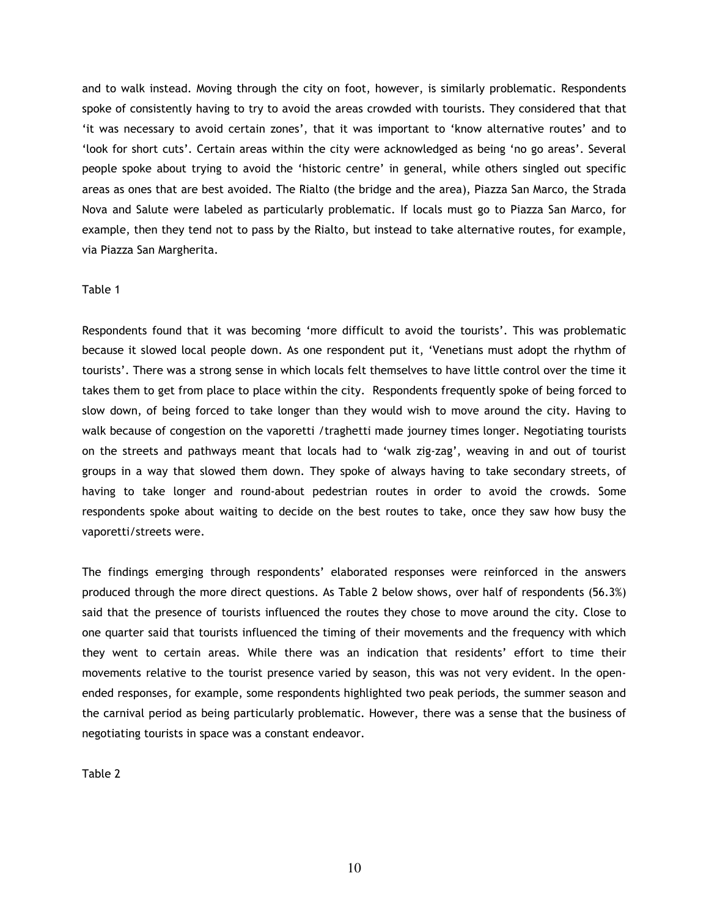and to walk instead. Moving through the city on foot, however, is similarly problematic. Respondents spoke of consistently having to try to avoid the areas crowded with tourists. They considered that that 'it was necessary to avoid certain zones', that it was important to 'know alternative routes' and to 'look for short cuts'. Certain areas within the city were acknowledged as being 'no go areas'. Several people spoke about trying to avoid the 'historic centre' in general, while others singled out specific areas as ones that are best avoided. The Rialto (the bridge and the area), Piazza San Marco, the Strada Nova and Salute were labeled as particularly problematic. If locals must go to Piazza San Marco, for example, then they tend not to pass by the Rialto, but instead to take alternative routes, for example, via Piazza San Margherita.

Table 1

Respondents found that it was becoming 'more difficult to avoid the tourists'. This was problematic because it slowed local people down. As one respondent put it, 'Venetians must adopt the rhythm of tourists'. There was a strong sense in which locals felt themselves to have little control over the time it takes them to get from place to place within the city. Respondents frequently spoke of being forced to slow down, of being forced to take longer than they would wish to move around the city. Having to walk because of congestion on the vaporetti /traghetti made journey times longer. Negotiating tourists on the streets and pathways meant that locals had to 'walk zig-zag', weaving in and out of tourist groups in a way that slowed them down. They spoke of always having to take secondary streets, of having to take longer and round-about pedestrian routes in order to avoid the crowds. Some respondents spoke about waiting to decide on the best routes to take, once they saw how busy the vaporetti/streets were.

The findings emerging through respondents' elaborated responses were reinforced in the answers produced through the more direct questions. As Table 2 below shows, over half of respondents (56.3%) said that the presence of tourists influenced the routes they chose to move around the city. Close to one quarter said that tourists influenced the timing of their movements and the frequency with which they went to certain areas. While there was an indication that residents' effort to time their movements relative to the tourist presence varied by season, this was not very evident. In the open-ended responses, for example, some respondents highlighted two peak periods, the summer season and the carnival period as being particularly problematic. However, there was a sense that the business of negotiating tourists in space was a constant endeavor.

Table 2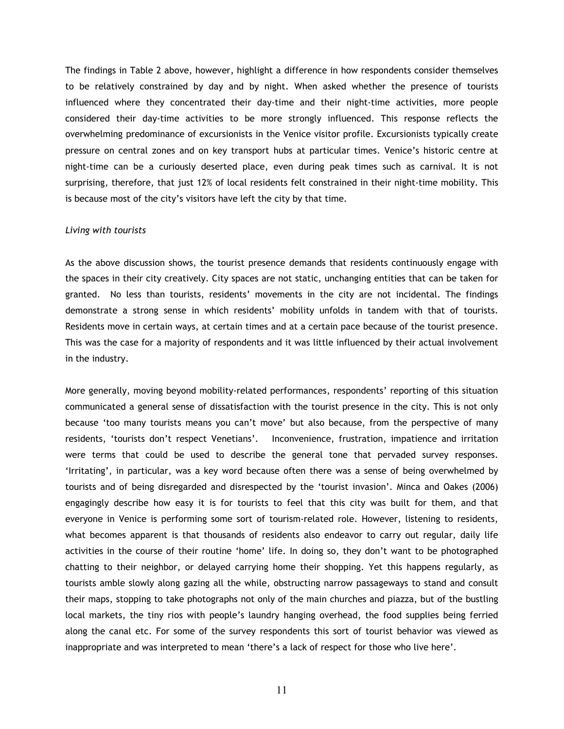The findings in Table 2 above, however, highlight a difference in how respondents consider themselves to be relatively constrained by day and by night. When asked whether the presence of tourists influenced where they concentrated their day-time and their night-time activities, more people considered their day-time activities to be more strongly influenced. This response reflects the overwhelming predominance of excursionists in the Venice visitor profile. Excursionists typically create pressure on central zones and on key transport hubs at particular times. Venice's historic centre at night-time can be a curiously deserted place, even during peak times such as carnival. It is not surprising, therefore, that just 12% of local residents felt constrained in their night-time mobility. This is because most of the city's visitors have left the city by that time.

*Living with tourists*

As the above discussion shows, the tourist presence demands that residents continuously engage with the spaces in their city creatively. City spaces are not static, unchanging entities that can be taken for granted. No less than tourists, residents' movements in the city are not incidental. The findings demonstrate a strong sense in which residents' mobility unfolds in tandem with that of tourists. Residents move in certain ways, at certain times and at a certain pace because of the tourist presence. This was the case for a majority of respondents and it was little influenced by their actual involvement in the industry.

More generally, moving beyond mobility-related performances, respondents' reporting of this situation communicated a general sense of dissatisfaction with the tourist presence in the city. This is not only because 'too many tourists means you can't move' but also because, from the perspective of many residents, 'tourists don't respect Venetians'. Inconvenience, frustration, impatience and irritation were terms that could be used to describe the general tone that pervaded survey responses. 'Irritating', in particular, was a key word because often there was a sense of being overwhelmed by tourists and of being disregarded and disrespected by the 'tourist invasion'. Minca and Oakes (2006) engagingly describe how easy it is for tourists to feel that this city was built for them, and that everyone in Venice is performing some sort of tourism-related role. However, listening to residents, what becomes apparent is that thousands of residents also endeavor to carry out regular, daily life activities in the course of their routine 'home' life. In doing so, they don't want to be photographed chatting to their neighbor, or delayed carrying home their shopping. Yet this happens regularly, as tourists amble slowly along gazing all the while, obstructing narrow passageways to stand and consult their maps, stopping to take photographs not only of the main churches and piazza, but of the bustling local markets, the tiny rios with people's laundry hanging overhead, the food supplies being ferried along the canal etc. For some of the survey respondents this sort of tourist behavior was viewed as inappropriate and was interpreted to mean 'there's a lack of respect for those who live here'.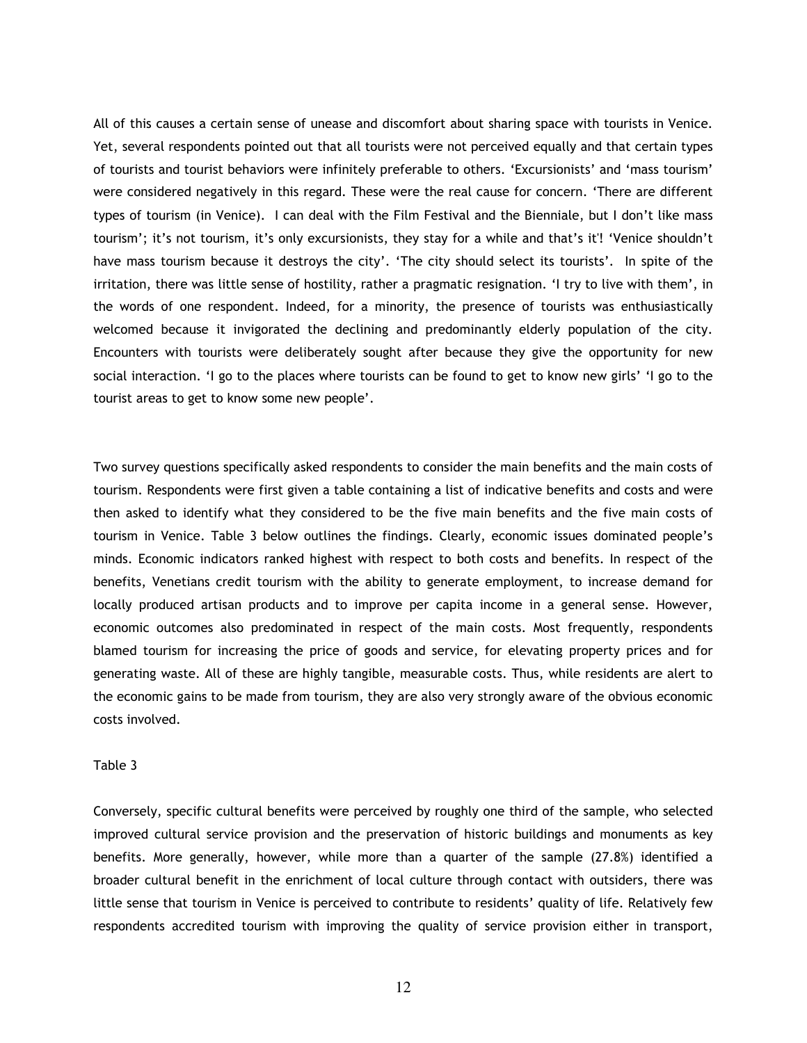All of this causes a certain sense of unease and discomfort about sharing space with tourists in Venice. Yet, several respondents pointed out that all tourists were not perceived equally and that certain types of tourists and tourist behaviors were infinitely preferable to others. 'Excursionists' and 'mass tourism' were considered negatively in this regard. These were the real cause for concern. 'There are different types of tourism (in Venice). I can deal with the Film Festival and the Bienniale, but I don't like mass tourism'; it's not tourism, it's only excursionists, they stay for a while and that's it'! 'Venice shouldn't have mass tourism because it destroys the city'. 'The city should select its tourists'. In spite of the irritation, there was little sense of hostility, rather a pragmatic resignation. 'I try to live with them', in the words of one respondent. Indeed, for a minority, the presence of tourists was enthusiastically welcomed because it invigorated the declining and predominantly elderly population of the city. Encounters with tourists were deliberately sought after because they give the opportunity for new social interaction. 'I go to the places where tourists can be found to get to know new girls' 'I go to the tourist areas to get to know some new people'.

Two survey questions specifically asked respondents to consider the main benefits and the main costs of tourism. Respondents were first given a table containing a list of indicative benefits and costs and were then asked to identify what they considered to be the five main benefits and the five main costs of tourism in Venice. Table 3 below outlines the findings. Clearly, economic issues dominated people's minds. Economic indicators ranked highest with respect to both costs and benefits. In respect of the benefits, Venetians credit tourism with the ability to generate employment, to increase demand for locally produced artisan products and to improve per capita income in a general sense. However, economic outcomes also predominated in respect of the main costs. Most frequently, respondents blamed tourism for increasing the price of goods and service, for elevating property prices and for generating waste. All of these are highly tangible, measurable costs. Thus, while residents are alert to the economic gains to be made from tourism, they are also very strongly aware of the obvious economic costs involved.

Table 3

Conversely, specific cultural benefits were perceived by roughly one third of the sample, who selected improved cultural service provision and the preservation of historic buildings and monuments as key benefits. More generally, however, while more than a quarter of the sample (27.8%) identified a broader cultural benefit in the enrichment of local culture through contact with outsiders, there was little sense that tourism in Venice is perceived to contribute to residents' quality of life. Relatively few respondents accredited tourism with improving the quality of service provision either in transport,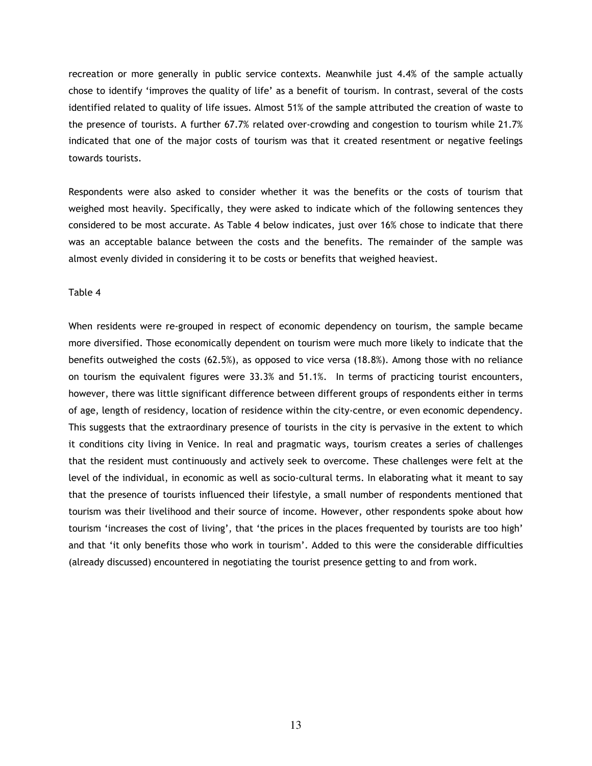recreation or more generally in public service contexts. Meanwhile just 4.4% of the sample actually chose to identify 'improves the quality of life' as a benefit of tourism. In contrast, several of the costs identified related to quality of life issues. Almost 51% of the sample attributed the creation of waste to the presence of tourists. A further 67.7% related over-crowding and congestion to tourism while 21.7% indicated that one of the major costs of tourism was that it created resentment or negative feelings towards tourists.

Respondents were also asked to consider whether it was the benefits or the costs of tourism that weighed most heavily. Specifically, they were asked to indicate which of the following sentences they considered to be most accurate. As Table 4 below indicates, just over 16% chose to indicate that there was an acceptable balance between the costs and the benefits. The remainder of the sample was almost evenly divided in considering it to be costs or benefits that weighed heaviest.

Table 4

When residents were re-grouped in respect of economic dependency on tourism, the sample became more diversified. Those economically dependent on tourism were much more likely to indicate that the benefits outweighed the costs (62.5%), as opposed to vice versa (18.8%). Among those with no reliance on tourism the equivalent figures were 33.3% and 51.1%. In terms of practicing tourist encounters, however, there was little significant difference between different groups of respondents either in terms of age, length of residency, location of residence within the city-centre, or even economic dependency. This suggests that the extraordinary presence of tourists in the city is pervasive in the extent to which it conditions city living in Venice. In real and pragmatic ways, tourism creates a series of challenges that the resident must continuously and actively seek to overcome. These challenges were felt at the level of the individual, in economic as well as socio-cultural terms. In elaborating what it meant to say that the presence of tourists influenced their lifestyle, a small number of respondents mentioned that tourism was their livelihood and their source of income. However, other respondents spoke about how tourism 'increases the cost of living', that 'the prices in the places frequented by tourists are too high' and that 'it only benefits those who work in tourism'. Added to this were the considerable difficulties (already discussed) encountered in negotiating the tourist presence getting to and from work.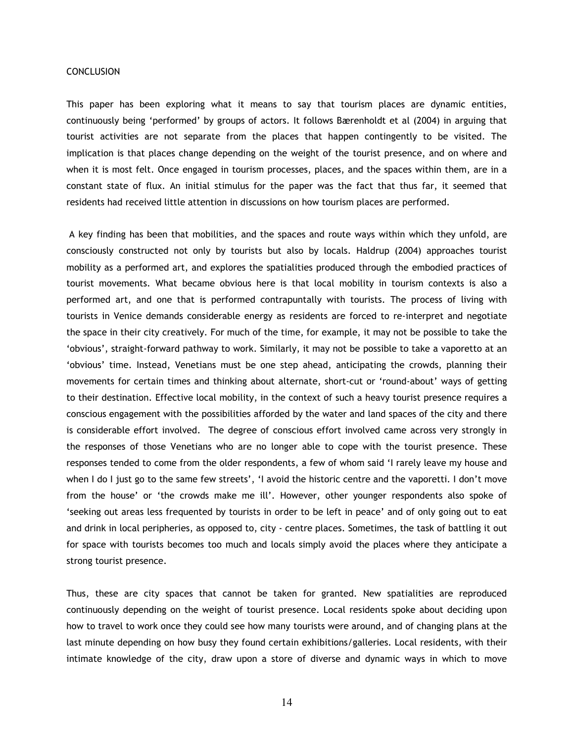## CONCLUSION

This paper has been exploring what it means to say that tourism places are dynamic entities, continuously being 'performed' by groups of actors. It follows Bærenholdt et al (2004) in arguing that tourist activities are not separate from the places that happen contingently to be visited. The implication is that places change depending on the weight of the tourist presence, and on where and when it is most felt. Once engaged in tourism processes, places, and the spaces within them, are in a constant state of flux. An initial stimulus for the paper was the fact that thus far, it seemed that residents had received little attention in discussions on how tourism places are performed.

A key finding has been that mobilities, and the spaces and route ways within which they unfold, are consciously constructed not only by tourists but also by locals. Haldrup (2004) approaches tourist mobility as a performed art, and explores the spatialities produced through the embodied practices of tourist movements. What became obvious here is that local mobility in tourism contexts is also a performed art, and one that is performed contrapuntally with tourists. The process of living with tourists in Venice demands considerable energy as residents are forced to re-interpret and negotiate the space in their city creatively. For much of the time, for example, it may not be possible to take the 'obvious', straight-forward pathway to work. Similarly, it may not be possible to take a vaporetto at an 'obvious' time. Instead, Venetians must be one step ahead, anticipating the crowds, planning their movements for certain times and thinking about alternate, short-cut or 'round-about' ways of getting to their destination. Effective local mobility, in the context of such a heavy tourist presence requires a conscious engagement with the possibilities afforded by the water and land spaces of the city and there is considerable effort involved. The degree of conscious effort involved came across very strongly in the responses of those Venetians who are no longer able to cope with the tourist presence. These responses tended to come from the older respondents, a few of whom said 'I rarely leave my house and when I do I just go to the same few streets', 'I avoid the historic centre and the vaporetti. I don't move from the house' or 'the crowds make me ill'. However, other younger respondents also spoke of 'seeking out areas less frequented by tourists in order to be left in peace' and of only going out to eat and drink in local peripheries, as opposed to, city - centre places. Sometimes, the task of battling it out for space with tourists becomes too much and locals simply avoid the places where they anticipate a strong tourist presence.

Thus, these are city spaces that cannot be taken for granted. New spatialities are reproduced continuously depending on the weight of tourist presence. Local residents spoke about deciding upon how to travel to work once they could see how many tourists were around, and of changing plans at the last minute depending on how busy they found certain exhibitions/galleries. Local residents, with their intimate knowledge of the city, draw upon a store of diverse and dynamic ways in which to move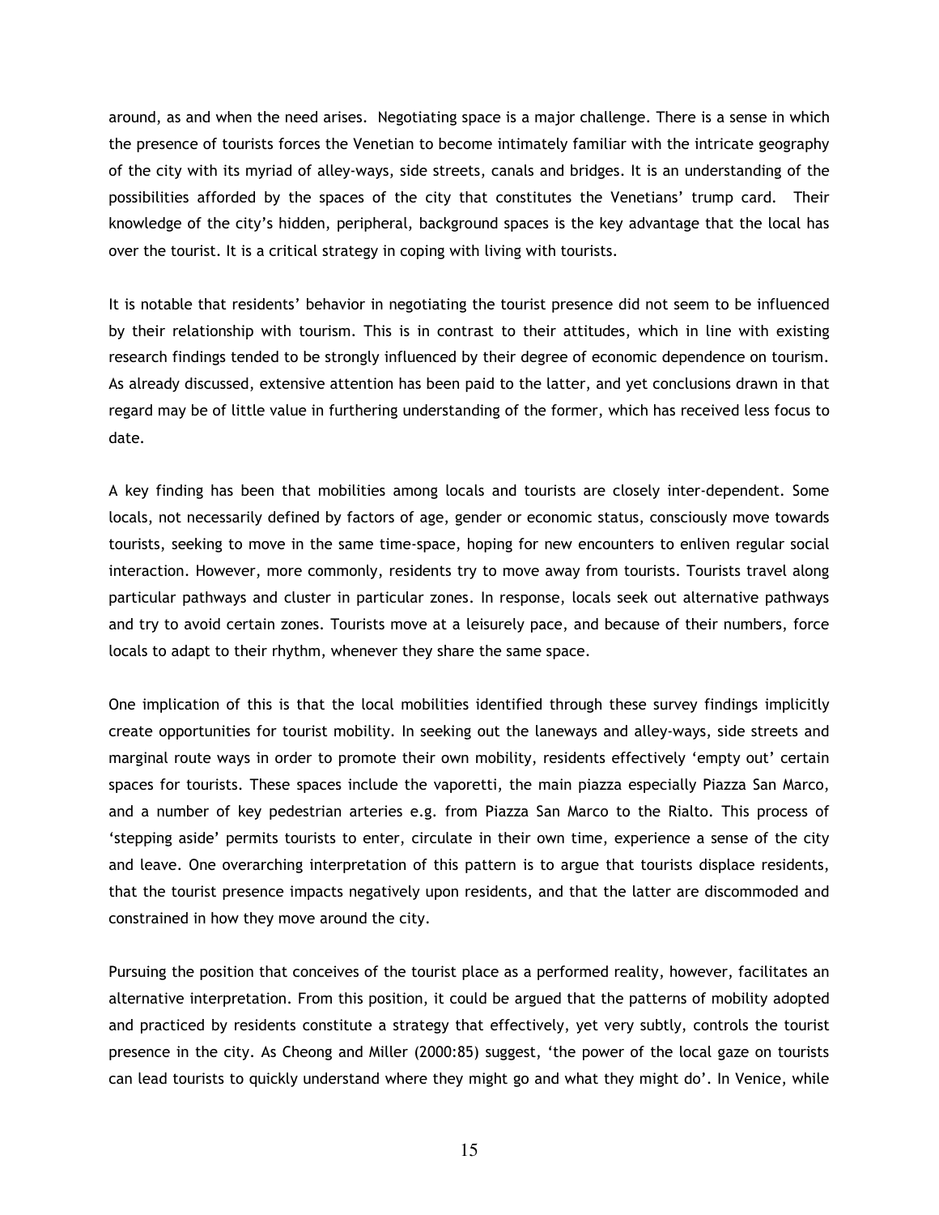around, as and when the need arises. Negotiating space is a major challenge. There is a sense in which the presence of tourists forces the Venetian to become intimately familiar with the intricate geography of the city with its myriad of alley-ways, side streets, canals and bridges. It is an understanding of the possibilities afforded by the spaces of the city that constitutes the Venetians' trump card. Their knowledge of the city's hidden, peripheral, background spaces is the key advantage that the local has over the tourist. It is a critical strategy in coping with living with tourists.

It is notable that residents' behavior in negotiating the tourist presence did not seem to be influenced by their relationship with tourism. This is in contrast to their attitudes, which in line with existing research findings tended to be strongly influenced by their degree of economic dependence on tourism. As already discussed, extensive attention has been paid to the latter, and yet conclusions drawn in that regard may be of little value in furthering understanding of the former, which has received less focus to date.

A key finding has been that mobilities among locals and tourists are closely inter-dependent. Some locals, not necessarily defined by factors of age, gender or economic status, consciously move towards tourists, seeking to move in the same time-space, hoping for new encounters to enliven regular social interaction. However, more commonly, residents try to move away from tourists. Tourists travel along particular pathways and cluster in particular zones. In response, locals seek out alternative pathways and try to avoid certain zones. Tourists move at a leisurely pace, and because of their numbers, force locals to adapt to their rhythm, whenever they share the same space.

One implication of this is that the local mobilities identified through these survey findings implicitly create opportunities for tourist mobility. In seeking out the laneways and alley-ways, side streets and marginal route ways in order to promote their own mobility, residents effectively 'empty out' certain spaces for tourists. These spaces include the vaporetti, the main piazza especially Piazza San Marco, and a number of key pedestrian arteries e.g. from Piazza San Marco to the Rialto. This process of 'stepping aside' permits tourists to enter, circulate in their own time, experience a sense of the city and leave. One overarching interpretation of this pattern is to argue that tourists displace residents, that the tourist presence impacts negatively upon residents, and that the latter are discommoded and constrained in how they move around the city.

Pursuing the position that conceives of the tourist place as a performed reality, however, facilitates an alternative interpretation. From this position, it could be argued that the patterns of mobility adopted and practiced by residents constitute a strategy that effectively, yet very subtly, controls the tourist presence in the city. As Cheong and Miller (2000:85) suggest, 'the power of the local gaze on tourists can lead tourists to quickly understand where they might go and what they might do'. In Venice, while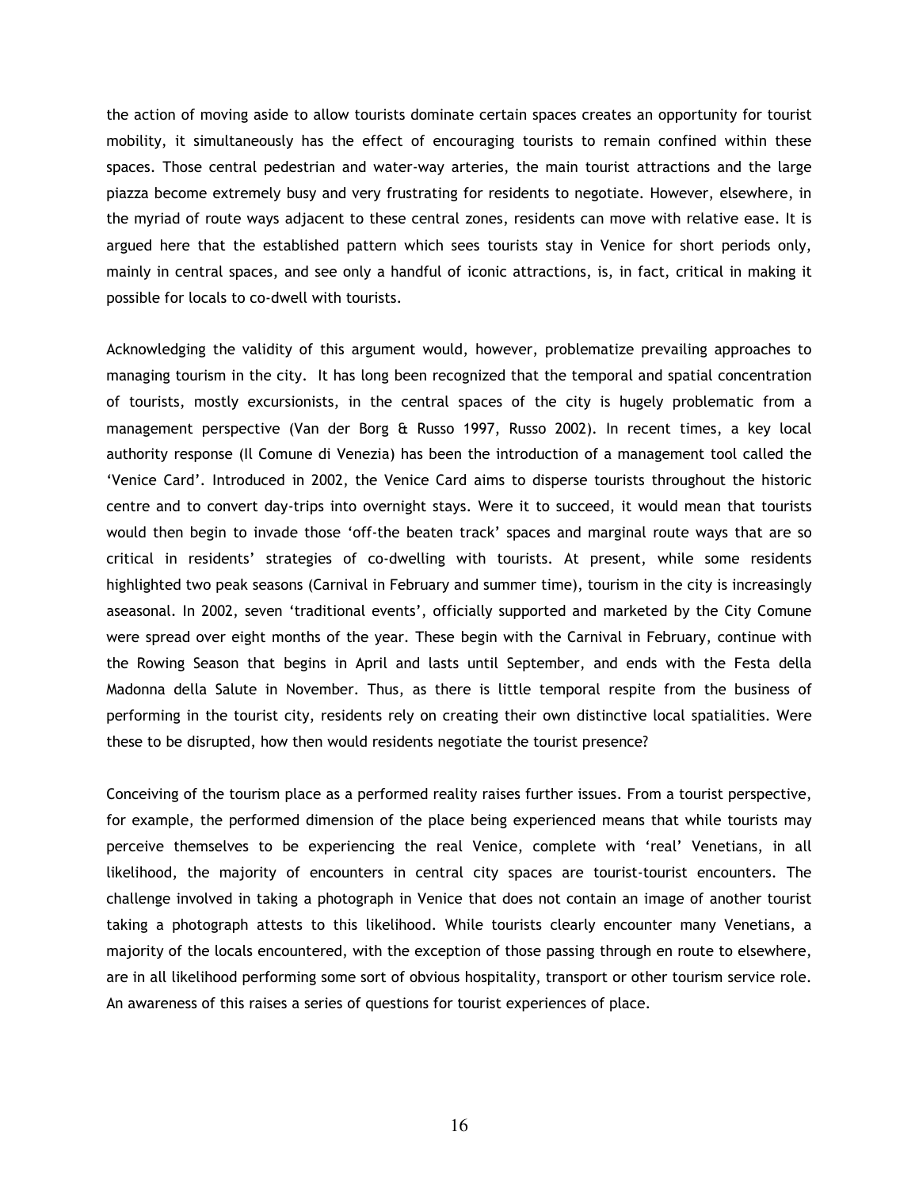the action of moving aside to allow tourists dominate certain spaces creates an opportunity for tourist mobility, it simultaneously has the effect of encouraging tourists to remain confined within these spaces. Those central pedestrian and water-way arteries, the main tourist attractions and the large piazza become extremely busy and very frustrating for residents to negotiate. However, elsewhere, in the myriad of route ways adjacent to these central zones, residents can move with relative ease. It is argued here that the established pattern which sees tourists stay in Venice for short periods only, mainly in central spaces, and see only a handful of iconic attractions, is, in fact, critical in making it possible for locals to co-dwell with tourists.

Acknowledging the validity of this argument would, however, problematize prevailing approaches to managing tourism in the city. It has long been recognized that the temporal and spatial concentration of tourists, mostly excursionists, in the central spaces of the city is hugely problematic from a management perspective (Van der Borg & Russo 1997, Russo 2002). In recent times, a key local authority response (Il Comune di Venezia) has been the introduction of a management tool called the 'Venice Card'. Introduced in 2002, the Venice Card aims to disperse tourists throughout the historic centre and to convert day-trips into overnight stays. Were it to succeed, it would mean that tourists would then begin to invade those 'off-the beaten track' spaces and marginal route ways that are so critical in residents' strategies of co-dwelling with tourists. At present, while some residents highlighted two peak seasons (Carnival in February and summer time), tourism in the city is increasingly aseasonal. In 2002, seven 'traditional events', officially supported and marketed by the City Comune were spread over eight months of the year. These begin with the Carnival in February, continue with the Rowing Season that begins in April and lasts until September, and ends with the Festa della Madonna della Salute in November. Thus, as there is little temporal respite from the business of performing in the tourist city, residents rely on creating their own distinctive local spatialities. Were these to be disrupted, how then would residents negotiate the tourist presence?

Conceiving of the tourism place as a performed reality raises further issues. From a tourist perspective, for example, the performed dimension of the place being experienced means that while tourists may perceive themselves to be experiencing the real Venice, complete with 'real' Venetians, in all likelihood, the majority of encounters in central city spaces are tourist-tourist encounters. The challenge involved in taking a photograph in Venice that does not contain an image of another tourist taking a photograph attests to this likelihood. While tourists clearly encounter many Venetians, a majority of the locals encountered, with the exception of those passing through en route to elsewhere, are in all likelihood performing some sort of obvious hospitality, transport or other tourism service role. An awareness of this raises a series of questions for tourist experiences of place.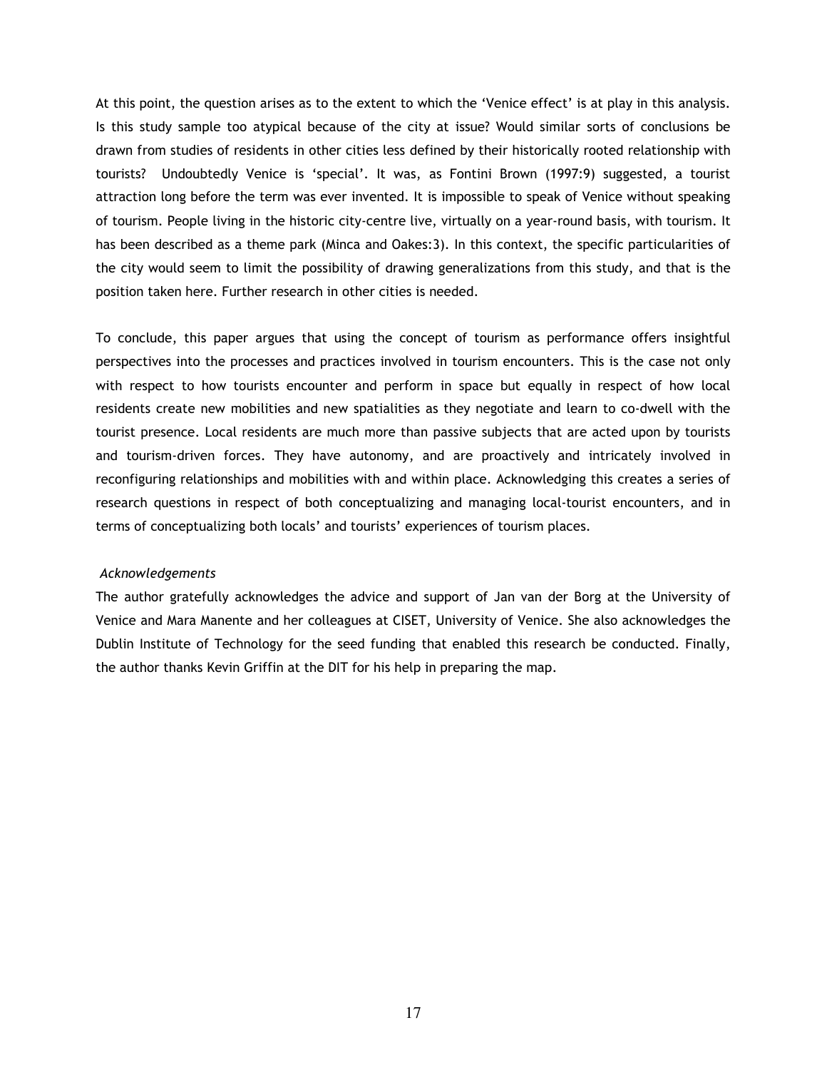At this point, the question arises as to the extent to which the 'Venice effect' is at play in this analysis. Is this study sample too atypical because of the city at issue? Would similar sorts of conclusions be drawn from studies of residents in other cities less defined by their historically rooted relationship with tourists? Undoubtedly Venice is 'special'. It was, as Fontini Brown (1997:9) suggested, a tourist attraction long before the term was ever invented. It is impossible to speak of Venice without speaking of tourism. People living in the historic city-centre live, virtually on a year-round basis, with tourism. It has been described as a theme park (Minca and Oakes:3). In this context, the specific particularities of the city would seem to limit the possibility of drawing generalizations from this study, and that is the position taken here. Further research in other cities is needed.

To conclude, this paper argues that using the concept of tourism as performance offers insightful perspectives into the processes and practices involved in tourism encounters. This is the case not only with respect to how tourists encounter and perform in space but equally in respect of how local residents create new mobilities and new spatialities as they negotiate and learn to co-dwell with the tourist presence. Local residents are much more than passive subjects that are acted upon by tourists and tourism-driven forces. They have autonomy, and are proactively and intricately involved in reconfiguring relationships and mobilities with and within place. Acknowledging this creates a series of research questions in respect of both conceptualizing and managing local-tourist encounters, and in terms of conceptualizing both locals' and tourists' experiences of tourism places.

*Acknowledgements*

The author gratefully acknowledges the advice and support of Jan van der Borg at the University of Venice and Mara Manente and her colleagues at CISET, University of Venice. She also acknowledges the Dublin Institute of Technology for the seed funding that enabled this research be conducted. Finally, the author thanks Kevin Griffin at the DIT for his help in preparing the map.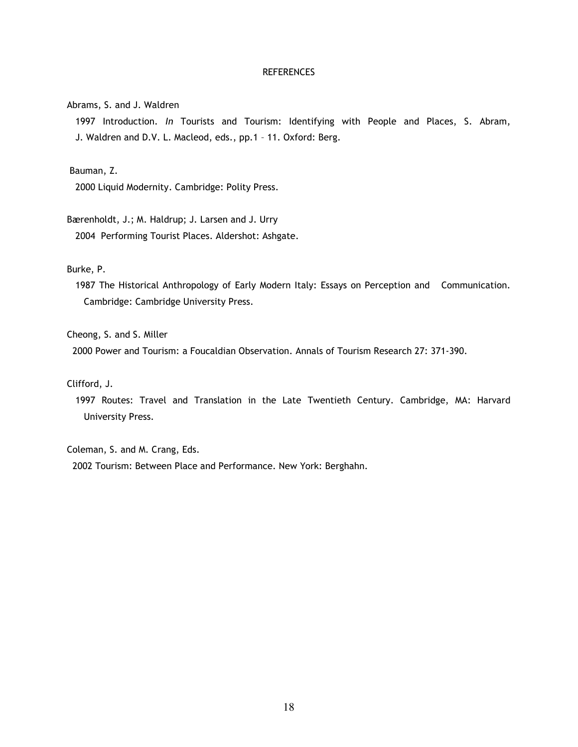# REFERENCES

Abrams, S. and J. Waldren

1997 Introduction. *In* Tourists and Tourism: Identifying with People and Places, S. Abram, J. Waldren and D.V. L. Macleod, eds., pp.1 – 11. Oxford: Berg.

Bauman, Z.

2000 Liquid Modernity. Cambridge: Polity Press.

Bærenholdt, J.; M. Haldrup; J. Larsen and J. Urry

2004 Performing Tourist Places. Aldershot: Ashgate.

Burke, P.

1987 The Historical Anthropology of Early Modern Italy: Essays on Perception and Communication. Cambridge: Cambridge University Press.

Cheong, S. and S. Miller

2000 Power and Tourism: a Foucaldian Observation. Annals of Tourism Research 27: 371-390.

Clifford, J.

1997 Routes: Travel and Translation in the Late Twentieth Century. Cambridge, MA: Harvard University Press.

Coleman, S. and M. Crang, Eds.

2002 Tourism: Between Place and Performance. New York: Berghahn.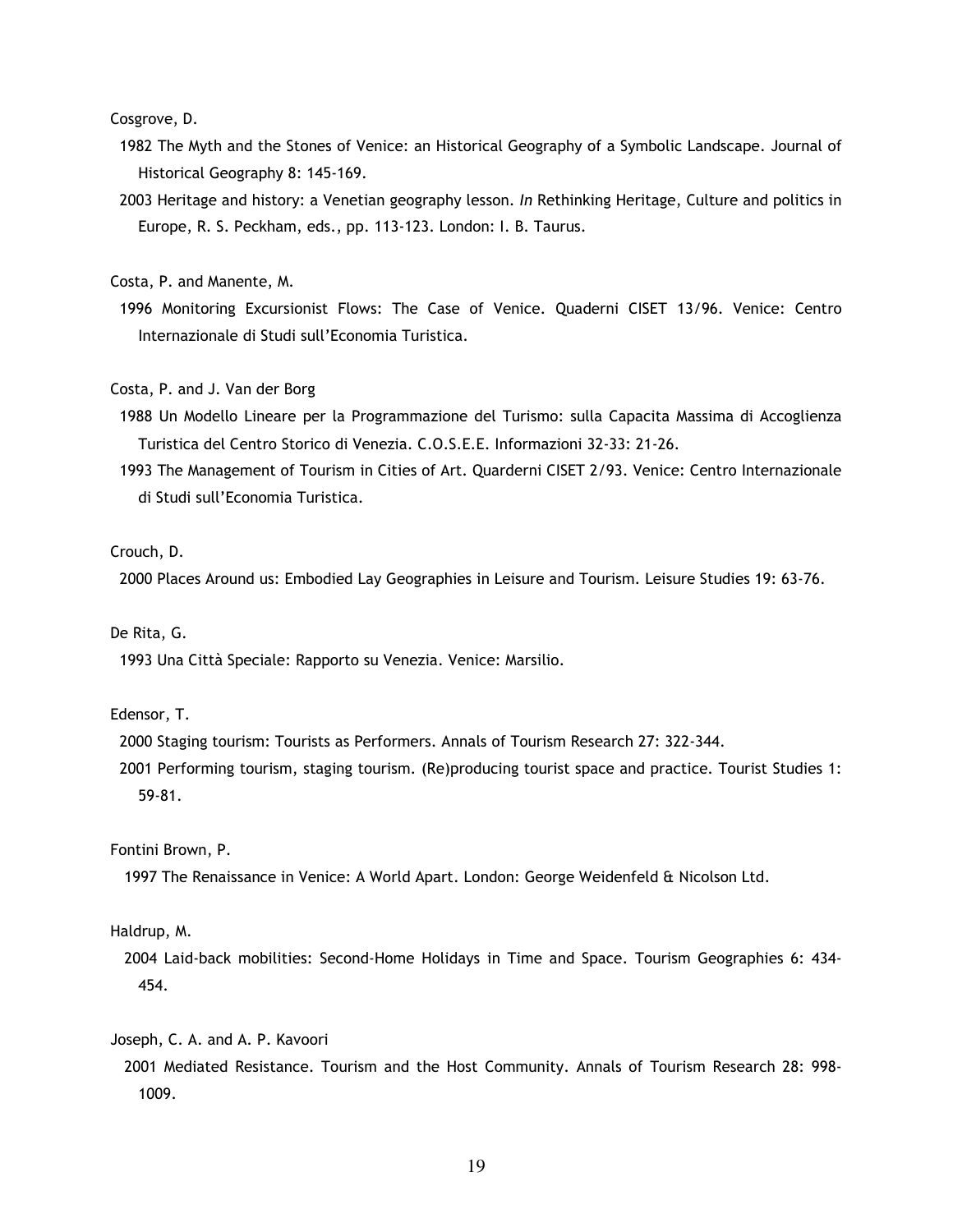Cosgrove, D.

1982 The Myth and the Stones of Venice: an Historical Geography of a Symbolic Landscape. Journal of Historical Geography 8: 145-169.

2003 Heritage and history: a Venetian geography lesson. *In* Rethinking Heritage, Culture and politics in Europe, R. S. Peckham, eds., pp. 113-123. London: I. B. Taurus.

Costa, P. and Manente, M.

1996 Monitoring Excursionist Flows: The Case of Venice. Quaderni CISET 13/96. Venice: Centro Internazionale di Studi sull'Economia Turistica.

Costa, P. and J. Van der Borg

1988 Un Modello Lineare per la Programmazione del Turismo: sulla Capacita Massima di Accoglienza Turistica del Centro Storico di Venezia. C.O.S.E.E. Informazioni 32-33: 21-26.

1993 The Management of Tourism in Cities of Art. Quarderni CISET 2/93. Venice: Centro Internazionale di Studi sull'Economia Turistica.

Crouch, D.

2000 Places Around us: Embodied Lay Geographies in Leisure and Tourism. Leisure Studies 19: 63-76.

De Rita, G.

1993 Una Città Speciale: Rapporto su Venezia. Venice: Marsilio.

Edensor, T.

2000 Staging tourism: Tourists as Performers. Annals of Tourism Research 27: 322-344.

2001 Performing tourism, staging tourism. (Re)producing tourist space and practice. Tourist Studies 1: 59-81.

Fontini Brown, P.

1997 The Renaissance in Venice: A World Apart. London: George Weidenfeld & Nicolson Ltd.

Haldrup, M.

2004 Laid-back mobilities: Second-Home Holidays in Time and Space. Tourism Geographies 6: 434-454.

Joseph, C. A. and A. P. Kavoori

2001 Mediated Resistance. Tourism and the Host Community. Annals of Tourism Research 28: 998-1009.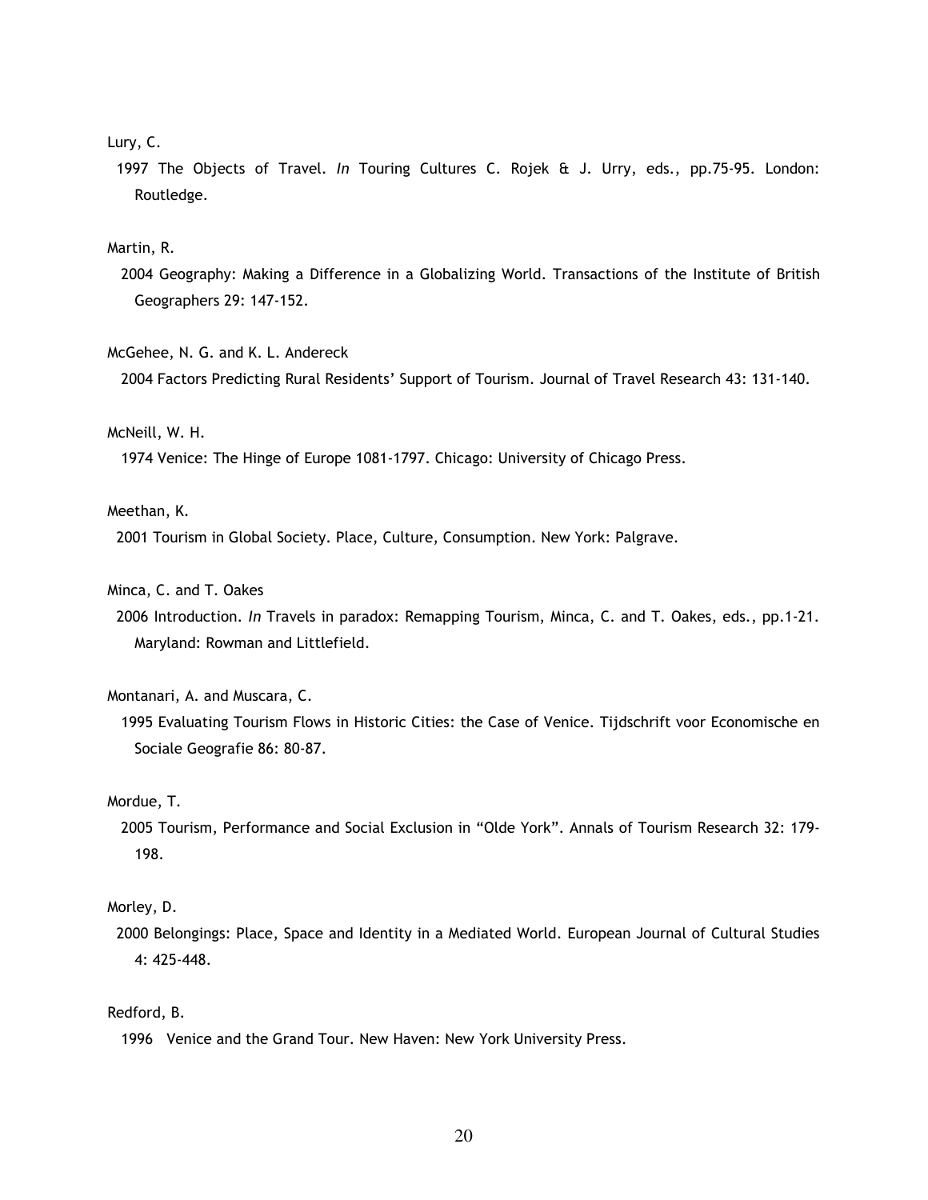Lury, C.

1997 The Objects of Travel. *In* Touring Cultures C. Rojek & J. Urry, eds., pp.75-95. London: Routledge.

Martin, R.

2004 Geography: Making a Difference in a Globalizing World. Transactions of the Institute of British Geographers 29: 147-152.

McGehee, N. G. and K. L. Andereck

2004 Factors Predicting Rural Residents' Support of Tourism. Journal of Travel Research 43: 131-140.

McNeill, W. H.

1974 Venice: The Hinge of Europe 1081-1797. Chicago: University of Chicago Press.

Meethan, K.

2001 Tourism in Global Society. Place, Culture, Consumption. New York: Palgrave.

Minca, C. and T. Oakes

2006 Introduction. *In* Travels in paradox: Remapping Tourism, Minca, C. and T. Oakes, eds., pp.1-21. Maryland: Rowman and Littlefield.

Montanari, A. and Muscara, C.

1995 Evaluating Tourism Flows in Historic Cities: the Case of Venice. Tijdschrift voor Economische en Sociale Geografie 86: 80-87.

Mordue, T.

2005 Tourism, Performance and Social Exclusion in "Olde York". Annals of Tourism Research 32: 179-198.

Morley, D.

2000 Belongings: Place, Space and Identity in a Mediated World. European Journal of Cultural Studies 4: 425-448.

Redford, B.

1996 Venice and the Grand Tour. New Haven: New York University Press.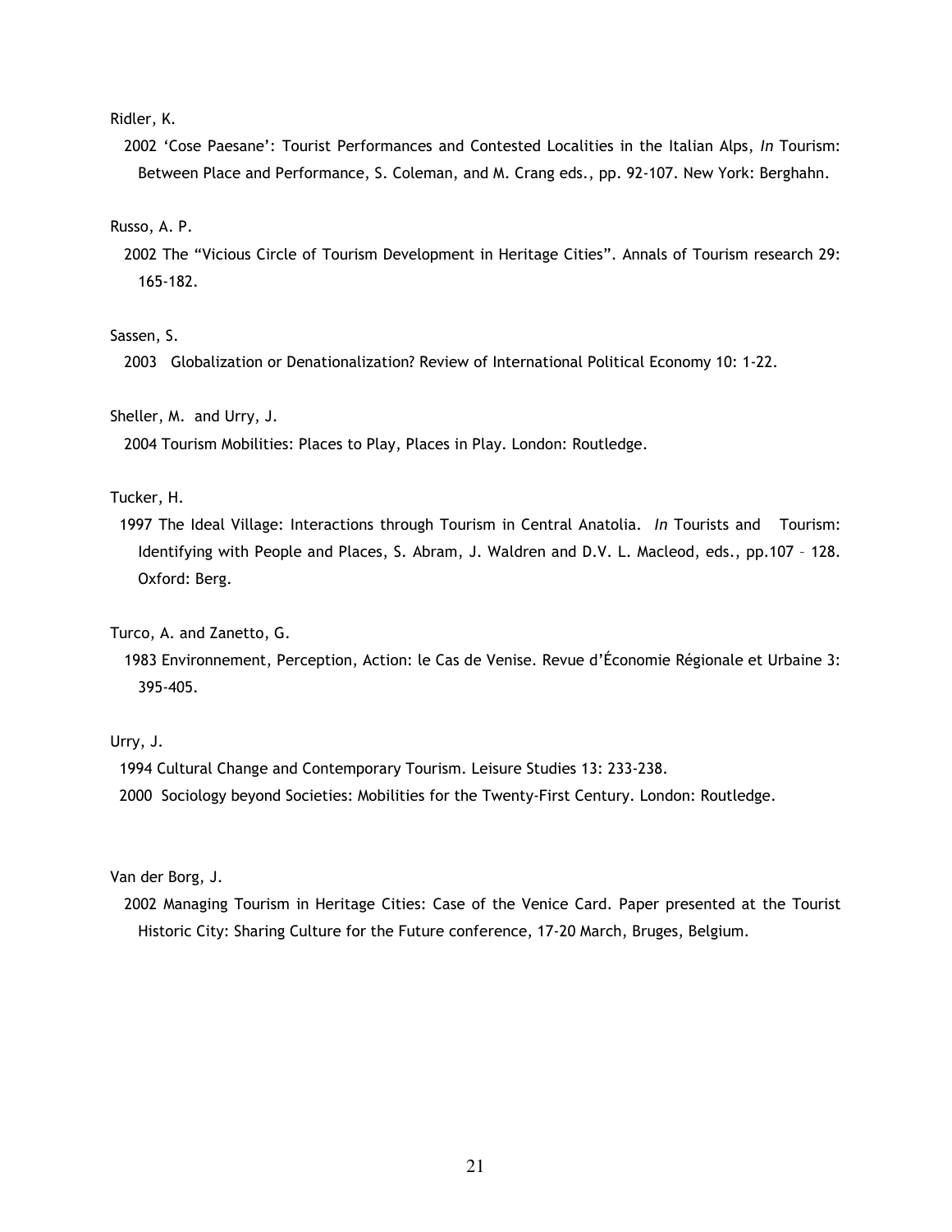Ridler, K.

2002 'Cose Paesane': Tourist Performances and Contested Localities in the Italian Alps, *In* Tourism: Between Place and Performance, S. Coleman, and M. Crang eds., pp. 92-107. New York: Berghahn.

Russo, A. P.

2002 The "Vicious Circle of Tourism Development in Heritage Cities". Annals of Tourism research 29: 165-182.

Sassen, S.

2003 Globalization or Denationalization? Review of International Political Economy 10: 1-22.

Sheller, M. and Urry, J.

2004 Tourism Mobilities: Places to Play, Places in Play. London: Routledge.

Tucker, H.

1997 The Ideal Village: Interactions through Tourism in Central Anatolia. *In* Tourists and Tourism: Identifying with People and Places, S. Abram, J. Waldren and D.V. L. Macleod, eds., pp.107 – 128. Oxford: Berg.

Turco, A. and Zanetto, G.

1983 Environnement, Perception, Action: le Cas de Venise. Revue d'Économie Régionale et Urbaine 3: 395-405.

Urry, J.

1994 Cultural Change and Contemporary Tourism. Leisure Studies 13: 233-238.

2000 Sociology beyond Societies: Mobilities for the Twenty-First Century. London: Routledge.

Van der Borg, J.

2002 Managing Tourism in Heritage Cities: Case of the Venice Card. Paper presented at the Tourist Historic City: Sharing Culture for the Future conference, 17-20 March, Bruges, Belgium.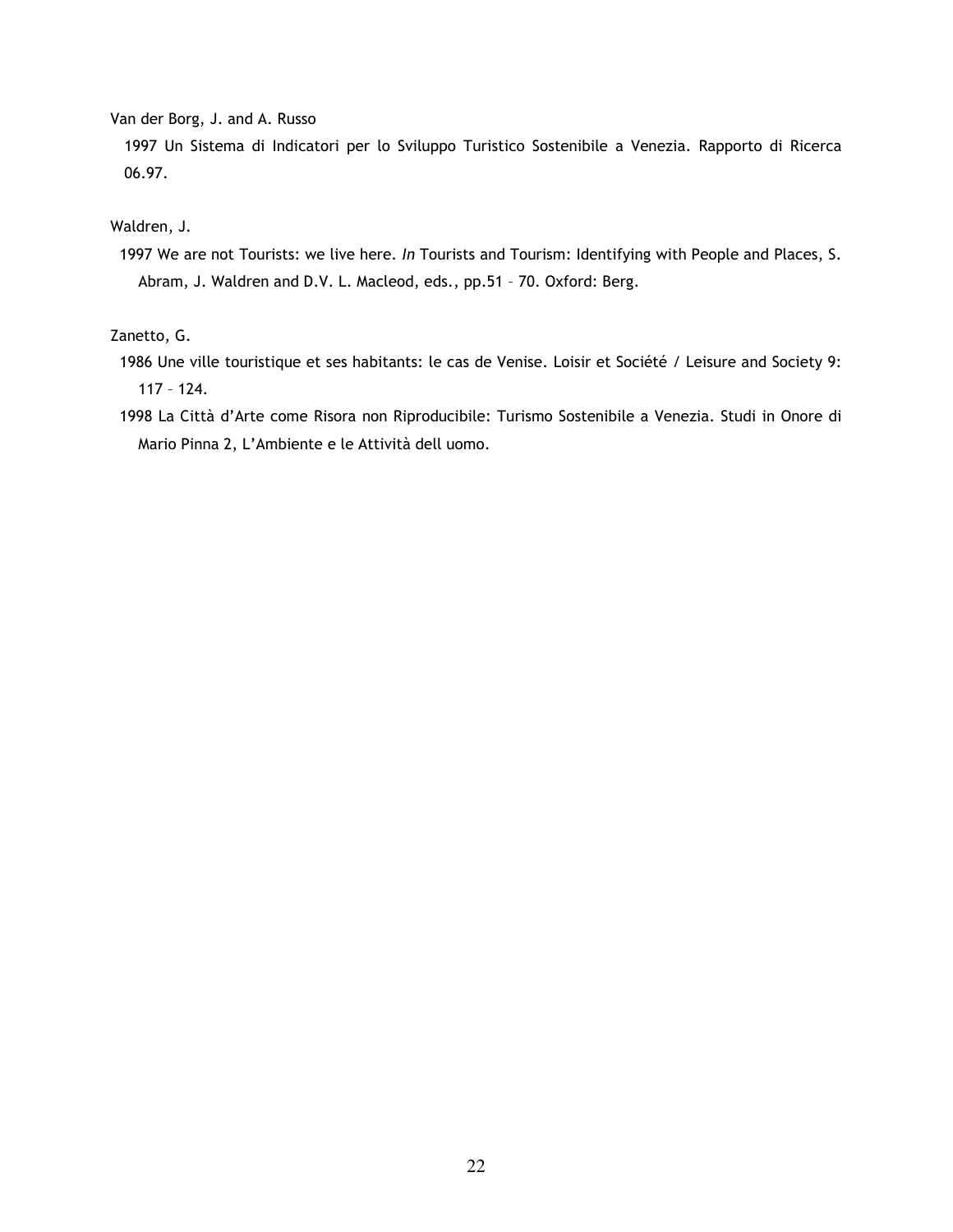Van der Borg, J. and A. Russo

1997 Un Sistema di Indicatori per lo Sviluppo Turistico Sostenibile a Venezia. Rapporto di Ricerca 06.97.

Waldren, J.

1997 We are not Tourists: we live here. *In* Tourists and Tourism: Identifying with People and Places, S. Abram, J. Waldren and D.V. L. Macleod, eds., pp.51 – 70. Oxford: Berg.

Zanetto, G.

1986 Une ville touristique et ses habitants: le cas de Venise. Loisir et Société / Leisure and Society 9: 117 – 124.

1998 La Città d'Arte come Risora non Riproducibile: Turismo Sostenibile a Venezia. Studi in Onore di Mario Pinna 2, L'Ambiente e le Attività dell uomo.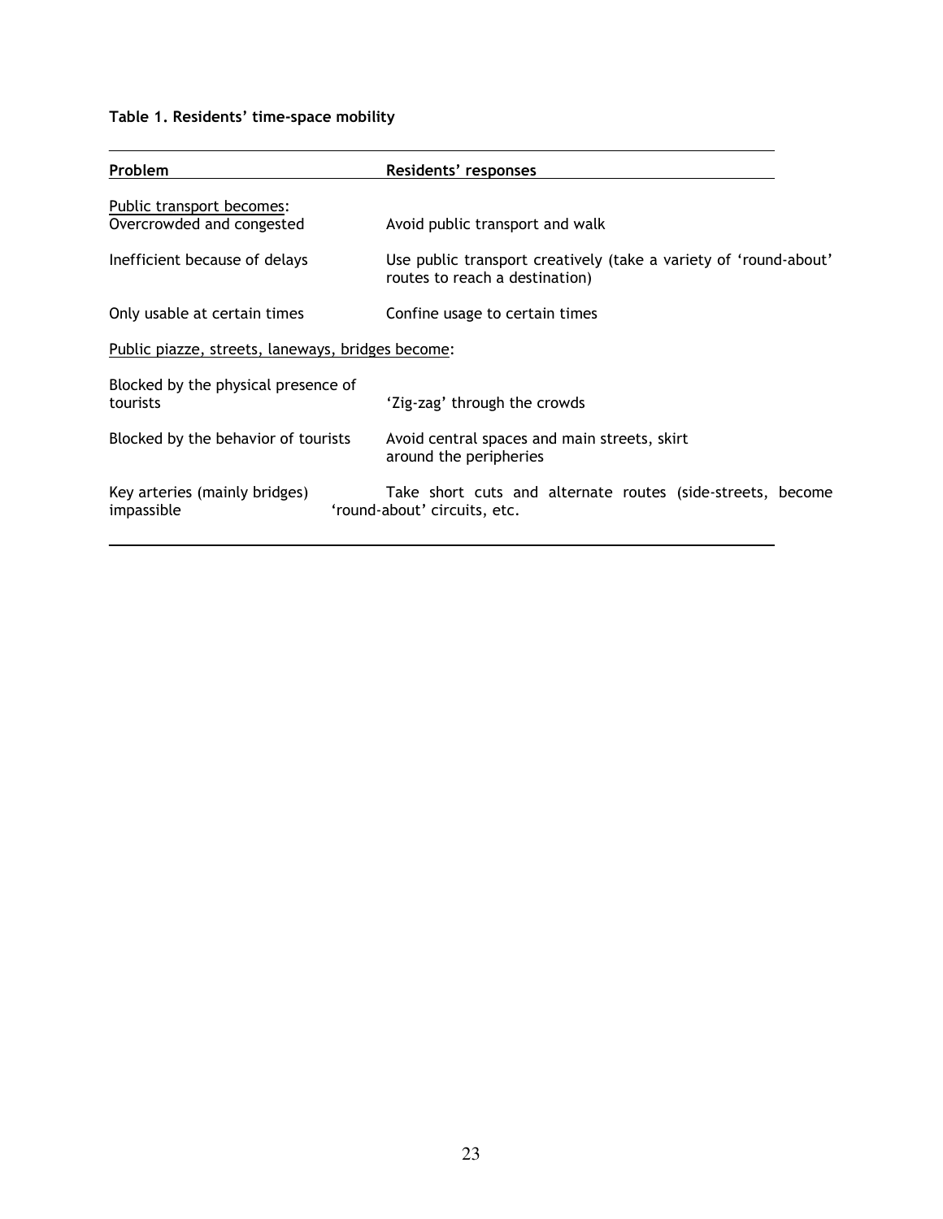**Table 1. Residents' time-space mobility**

| Problem | Residents' responses |
| --- | --- |
| Public transport becomes: | |
| Overcrowded and congested | Avoid public transport and walk |
| Inefficient because of delays | Use public transport creatively (take a variety of 'round-about' routes to reach a destination) |
| Only usable at certain times | Confine usage to certain times |
| Public piazze, streets, laneways, bridges become: | |
| Blocked by the physical presence of tourists | 'Zig-zag' through the crowds |
| Blocked by the behavior of tourists | Avoid central spaces and main streets, skirt around the peripheries |
| Key arteries (mainly bridges) impassible | Take short cuts and alternate routes (side-streets, become 'round-about' circuits, etc. |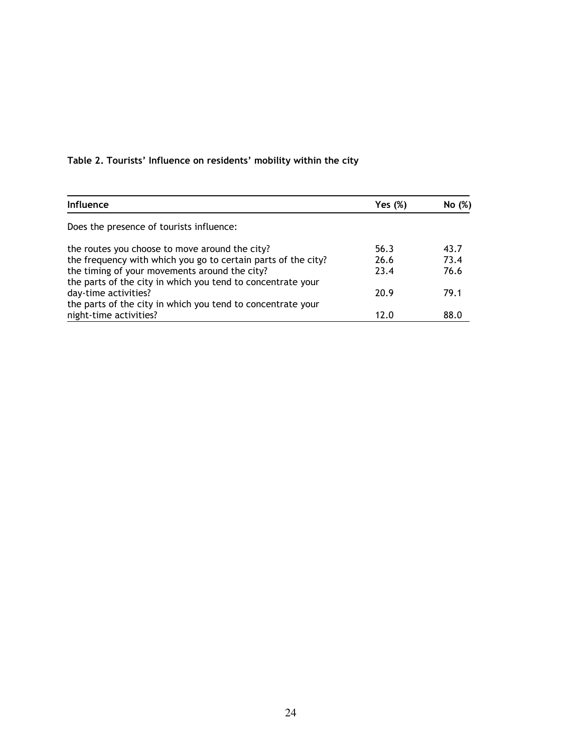**Table 2. Tourists' Influence on residents' mobility within the city**

| Influence | Yes (%) | No (%) |
|---|---|---|
| Does the presence of tourists influence: | | |
| the routes you choose to move around the city? | 56.3 | 43.7 |
| the frequency with which you go to certain parts of the city? | 26.6 | 73.4 |
| the timing of your movements around the city? | 23.4 | 76.6 |
| the parts of the city in which you tend to concentrate your day-time activities? | 20.9 | 79.1 |
| the parts of the city in which you tend to concentrate your night-time activities? | 12.0 | 88.0 |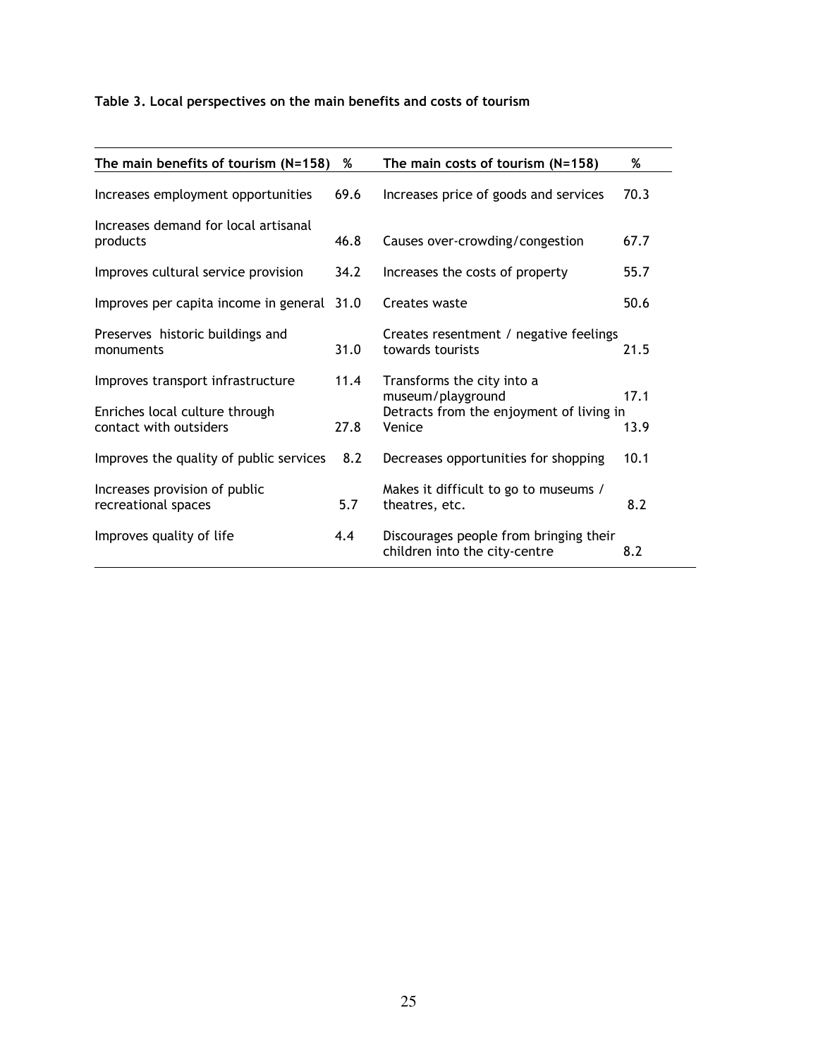**Table 3. Local perspectives on the main benefits and costs of tourism**

| The main benefits of tourism (N=158) | % | The main costs of tourism (N=158) | % |
|---|---|---|---|
| Increases employment opportunities | 69.6 | Increases price of goods and services | 70.3 |
| Increases demand for local artisanal products | 46.8 | Causes over-crowding/congestion | 67.7 |
| Improves cultural service provision | 34.2 | Increases the costs of property | 55.7 |
| Improves per capita income in general | 31.0 | Creates waste | 50.6 |
| Preserves historic buildings and monuments | 31.0 | Creates resentment / negative feelings towards tourists | 21.5 |
| Improves transport infrastructure | 11.4 | Transforms the city into a museum/playground | 17.1 |
| Enriches local culture through contact with outsiders | 27.8 | Detracts from the enjoyment of living in Venice | 13.9 |
| Improves the quality of public services | 8.2 | Decreases opportunities for shopping | 10.1 |
| Increases provision of public recreational spaces | 5.7 | Makes it difficult to go to museums / theatres, etc. | 8.2 |
| Improves quality of life | 4.4 | Discourages people from bringing their children into the city-centre | 8.2 |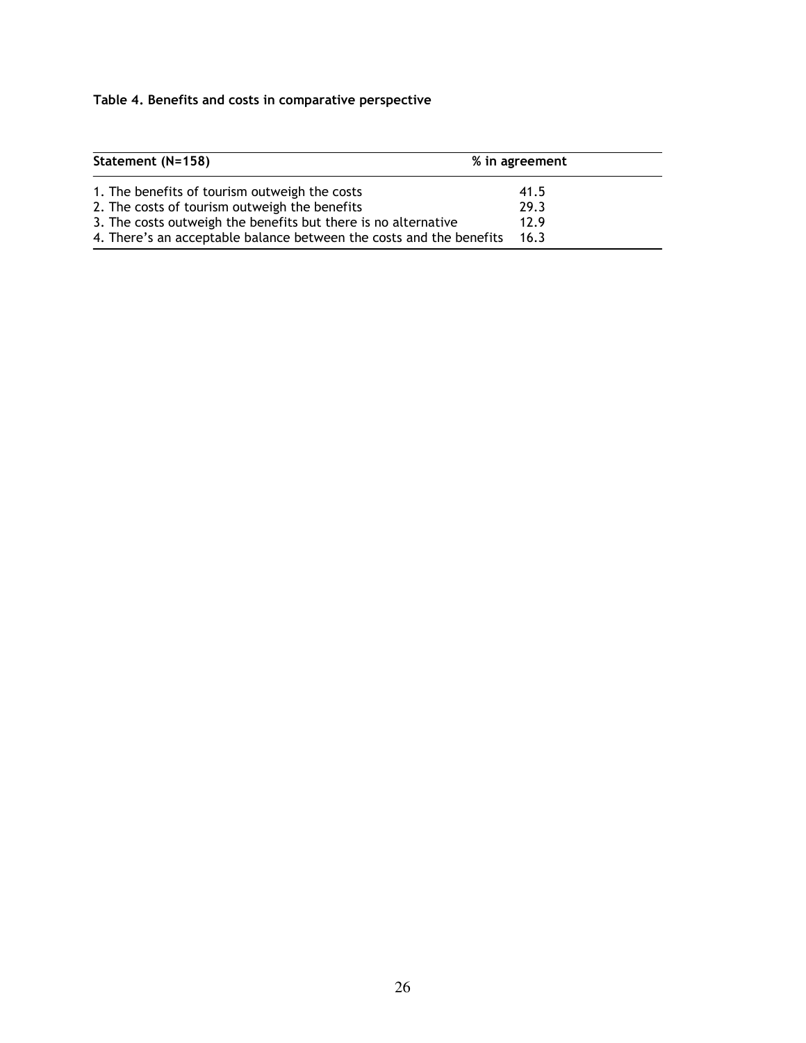**Table 4. Benefits and costs in comparative perspective**

| Statement (N=158) | % in agreement |
|---|---|
| 1. The benefits of tourism outweigh the costs | 41.5 |
| 2. The costs of tourism outweigh the benefits | 29.3 |
| 3. The costs outweigh the benefits but there is no alternative | 12.9 |
| 4. There's an acceptable balance between the costs and the benefits | 16.3 |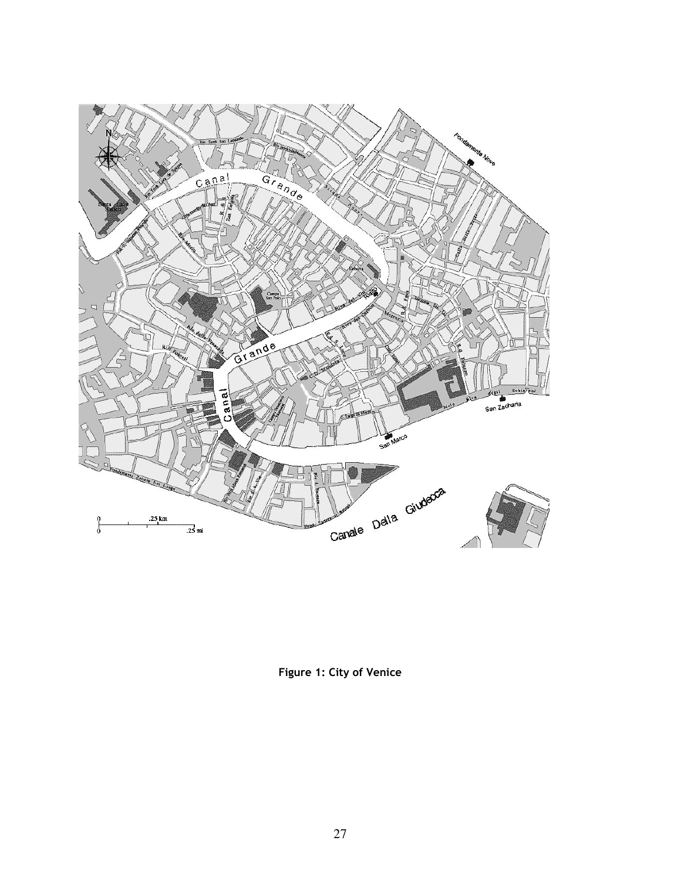Canal Grande

Canal Grande

Canale Della Giudecca

Fondamente Nove

San Zacharia

San Marco

Rialto

Campo San Polo

0 .25 km

0 .25 mi

**Figure 1: City of Venice**